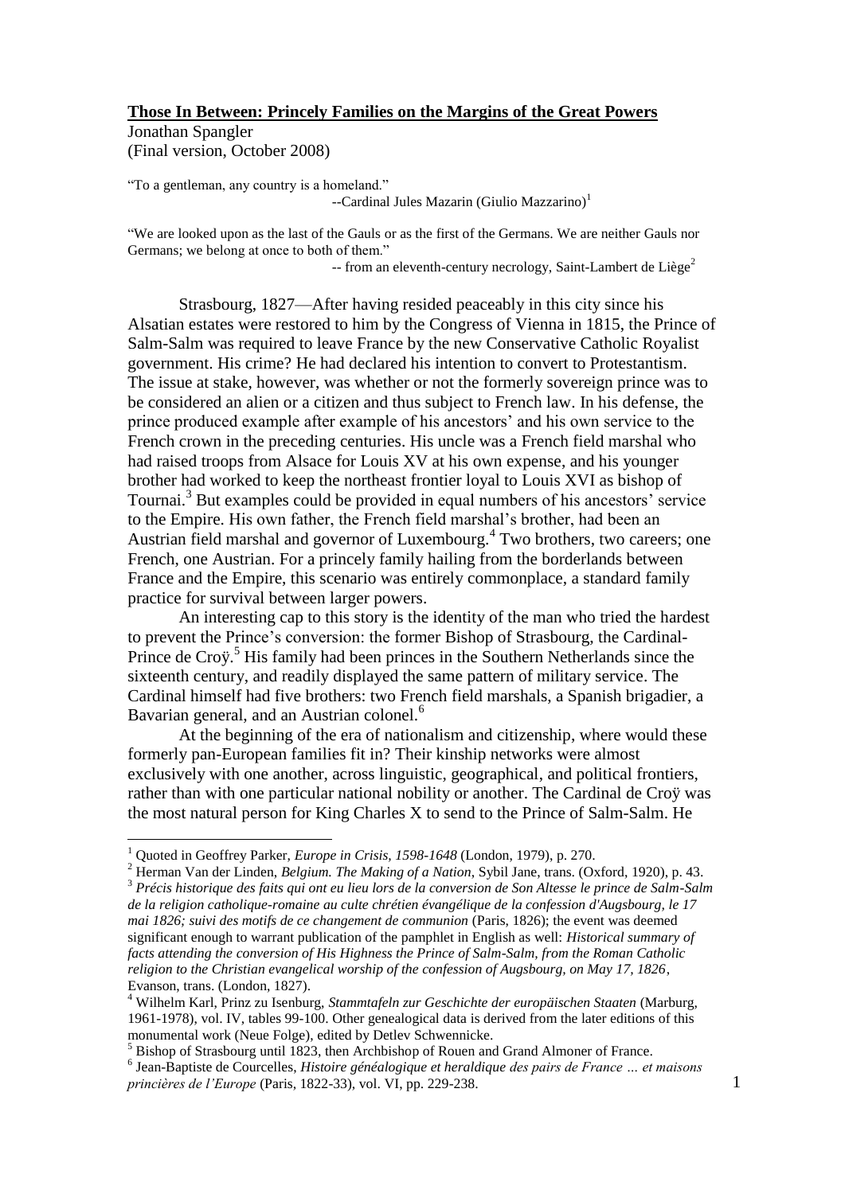**Those In Between: Princely Families on the Margins of the Great Powers**

Jonathan Spangler
(Final version, October 2008)

"To a gentleman, any country is a homeland."
--Cardinal Jules Mazarin (Giulio Mazzarino)[1]

"We are looked upon as the last of the Gauls or as the first of the Germans. We are neither Gauls nor Germans; we belong at once to both of them."
-- from an eleventh-century necrology, Saint-Lambert de Liège[2]

Strasbourg, 1827—After having resided peaceably in this city since his Alsatian estates were restored to him by the Congress of Vienna in 1815, the Prince of Salm-Salm was required to leave France by the new Conservative Catholic Royalist government. His crime? He had declared his intention to convert to Protestantism. The issue at stake, however, was whether or not the formerly sovereign prince was to be considered an alien or a citizen and thus subject to French law. In his defense, the prince produced example after example of his ancestors' and his own service to the French crown in the preceding centuries. His uncle was a French field marshal who had raised troops from Alsace for Louis XV at his own expense, and his younger brother had worked to keep the northeast frontier loyal to Louis XVI as bishop of Tournai.[3] But examples could be provided in equal numbers of his ancestors' service to the Empire. His own father, the French field marshal's brother, had been an Austrian field marshal and governor of Luxembourg.[4] Two brothers, two careers; one French, one Austrian. For a princely family hailing from the borderlands between France and the Empire, this scenario was entirely commonplace, a standard family practice for survival between larger powers.

An interesting cap to this story is the identity of the man who tried the hardest to prevent the Prince's conversion: the former Bishop of Strasbourg, the Cardinal-Prince de Croÿ.[5] His family had been princes in the Southern Netherlands since the sixteenth century, and readily displayed the same pattern of military service. The Cardinal himself had five brothers: two French field marshals, a Spanish brigadier, a Bavarian general, and an Austrian colonel.[6]

At the beginning of the era of nationalism and citizenship, where would these formerly pan-European families fit in? Their kinship networks were almost exclusively with one another, across linguistic, geographical, and political frontiers, rather than with one particular national nobility or another. The Cardinal de Croÿ was the most natural person for King Charles X to send to the Prince of Salm-Salm. He

---

[1] Quoted in Geoffrey Parker, *Europe in Crisis, 1598-1648* (London, 1979), p. 270.

[2] Herman Van der Linden, *Belgium. The Making of a Nation*, Sybil Jane, trans. (Oxford, 1920), p. 43.

[3] *Précis historique des faits qui ont eu lieu lors de la conversion de Son Altesse le prince de Salm-Salm de la religion catholique-romaine au culte chrétien évangélique de la confession d'Augsbourg, le 17 mai 1826; suivi des motifs de ce changement de communion* (Paris, 1826); the event was deemed significant enough to warrant publication of the pamphlet in English as well: *Historical summary of facts attending the conversion of His Highness the Prince of Salm-Salm, from the Roman Catholic religion to the Christian evangelical worship of the confession of Augsbourg, on May 17, 1826*, Evanson, trans. (London, 1827).

[4] Wilhelm Karl, Prinz zu Isenburg, *Stammtafeln zur Geschichte der europäischen Staaten* (Marburg, 1961-1978), vol. IV, tables 99-100. Other genealogical data is derived from the later editions of this monumental work (Neue Folge), edited by Detlev Schwennicke.

[5] Bishop of Strasbourg until 1823, then Archbishop of Rouen and Grand Almoner of France.

[6] Jean-Baptiste de Courcelles, *Histoire généalogique et heraldique des pairs de France … et maisons princières de l'Europe* (Paris, 1822-33), vol. VI, pp. 229-238.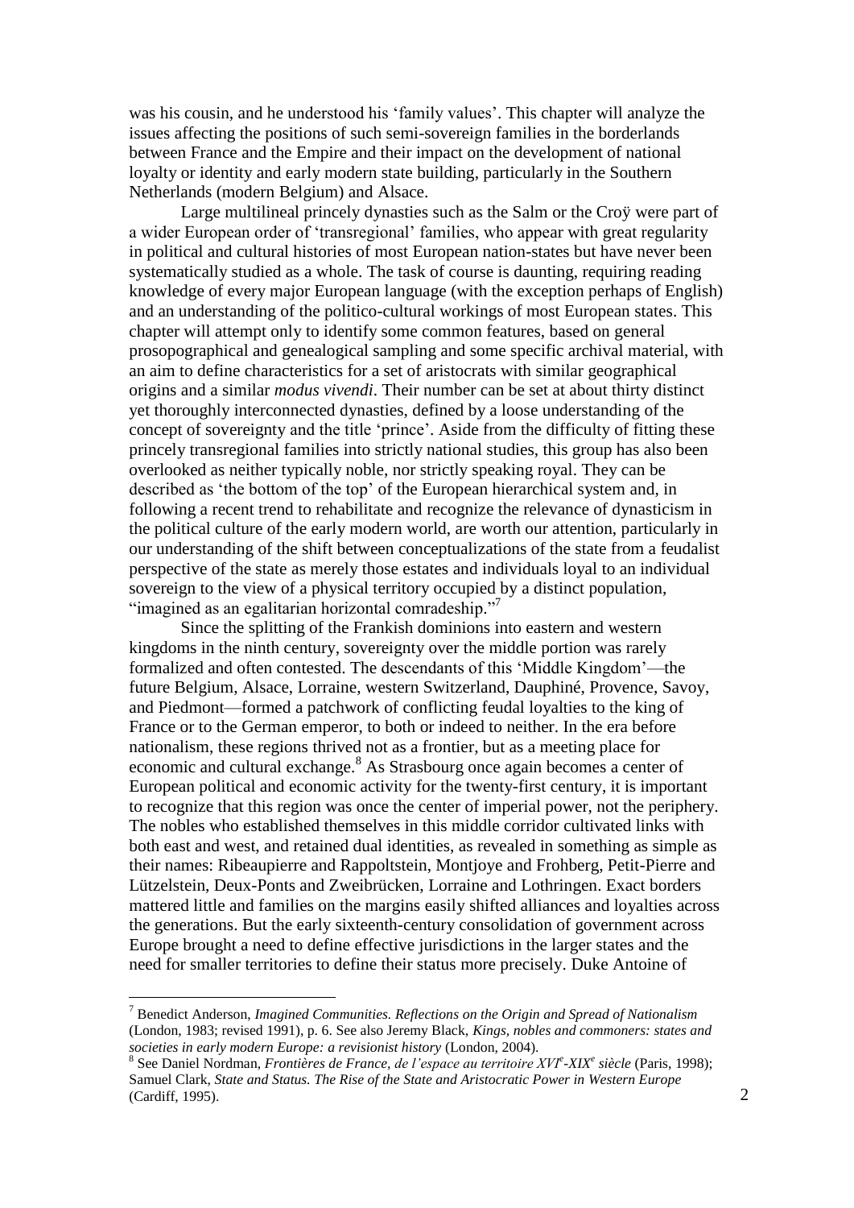was his cousin, and he understood his 'family values'. This chapter will analyze the issues affecting the positions of such semi-sovereign families in the borderlands between France and the Empire and their impact on the development of national loyalty or identity and early modern state building, particularly in the Southern Netherlands (modern Belgium) and Alsace.

Large multilineal princely dynasties such as the Salm or the Croÿ were part of a wider European order of 'transregional' families, who appear with great regularity in political and cultural histories of most European nation-states but have never been systematically studied as a whole. The task of course is daunting, requiring reading knowledge of every major European language (with the exception perhaps of English) and an understanding of the politico-cultural workings of most European states. This chapter will attempt only to identify some common features, based on general prosopographical and genealogical sampling and some specific archival material, with an aim to define characteristics for a set of aristocrats with similar geographical origins and a similar *modus vivendi*. Their number can be set at about thirty distinct yet thoroughly interconnected dynasties, defined by a loose understanding of the concept of sovereignty and the title 'prince'. Aside from the difficulty of fitting these princely transregional families into strictly national studies, this group has also been overlooked as neither typically noble, nor strictly speaking royal. They can be described as 'the bottom of the top' of the European hierarchical system and, in following a recent trend to rehabilitate and recognize the relevance of dynasticism in the political culture of the early modern world, are worth our attention, particularly in our understanding of the shift between conceptualizations of the state from a feudalist perspective of the state as merely those estates and individuals loyal to an individual sovereign to the view of a physical territory occupied by a distinct population, "imagined as an egalitarian horizontal comradeship."[7]

Since the splitting of the Frankish dominions into eastern and western kingdoms in the ninth century, sovereignty over the middle portion was rarely formalized and often contested. The descendants of this 'Middle Kingdom'—the future Belgium, Alsace, Lorraine, western Switzerland, Dauphiné, Provence, Savoy, and Piedmont—formed a patchwork of conflicting feudal loyalties to the king of France or to the German emperor, to both or indeed to neither. In the era before nationalism, these regions thrived not as a frontier, but as a meeting place for economic and cultural exchange.[8] As Strasbourg once again becomes a center of European political and economic activity for the twenty-first century, it is important to recognize that this region was once the center of imperial power, not the periphery. The nobles who established themselves in this middle corridor cultivated links with both east and west, and retained dual identities, as revealed in something as simple as their names: Ribeaupierre and Rappoltstein, Montjoye and Frohberg, Petit-Pierre and Lützelstein, Deux-Ponts and Zweibrücken, Lorraine and Lothringen. Exact borders mattered little and families on the margins easily shifted alliances and loyalties across the generations. But the early sixteenth-century consolidation of government across Europe brought a need to define effective jurisdictions in the larger states and the need for smaller territories to define their status more precisely. Duke Antoine of

---

[7] Benedict Anderson, *Imagined Communities. Reflections on the Origin and Spread of Nationalism* (London, 1983; revised 1991), p. 6. See also Jeremy Black, *Kings, nobles and commoners: states and societies in early modern Europe: a revisionist history* (London, 2004).

[8] See Daniel Nordman, *Frontières de France, de l'espace au territoire XVI^e-XIX^e siècle* (Paris, 1998); Samuel Clark, *State and Status. The Rise of the State and Aristocratic Power in Western Europe* (Cardiff, 1995).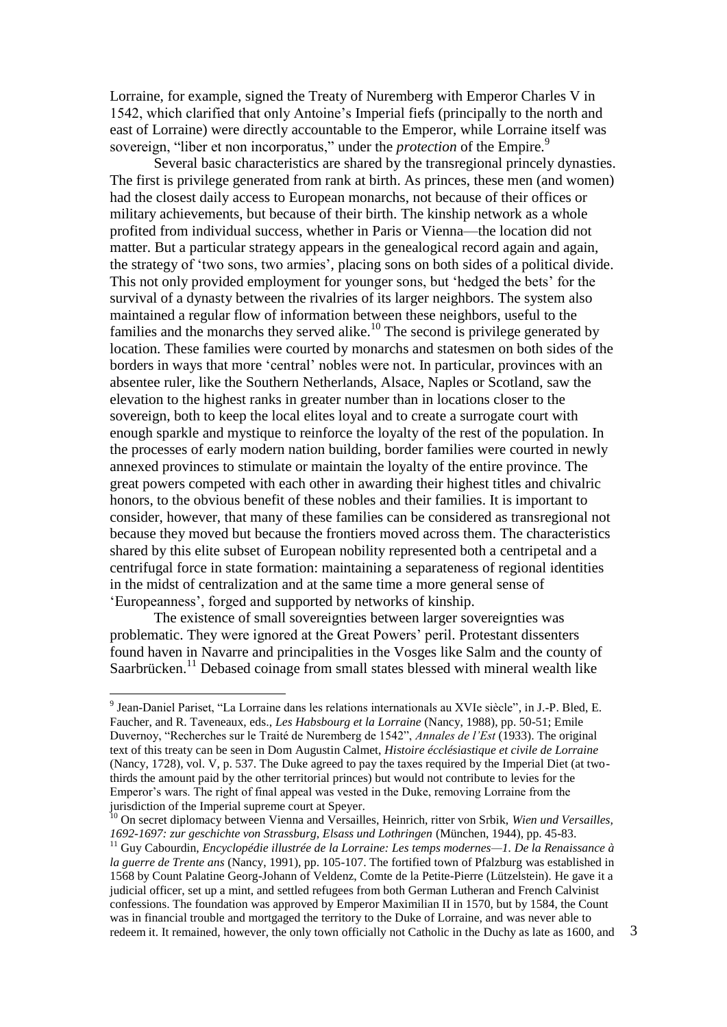Lorraine, for example, signed the Treaty of Nuremberg with Emperor Charles V in 1542, which clarified that only Antoine's Imperial fiefs (principally to the north and east of Lorraine) were directly accountable to the Emperor, while Lorraine itself was sovereign, "liber et non incorporatus," under the *protection* of the Empire.[9]

Several basic characteristics are shared by the transregional princely dynasties. The first is privilege generated from rank at birth. As princes, these men (and women) had the closest daily access to European monarchs, not because of their offices or military achievements, but because of their birth. The kinship network as a whole profited from individual success, whether in Paris or Vienna—the location did not matter. But a particular strategy appears in the genealogical record again and again, the strategy of 'two sons, two armies', placing sons on both sides of a political divide. This not only provided employment for younger sons, but 'hedged the bets' for the survival of a dynasty between the rivalries of its larger neighbors. The system also maintained a regular flow of information between these neighbors, useful to the families and the monarchs they served alike.[10] The second is privilege generated by location. These families were courted by monarchs and statesmen on both sides of the borders in ways that more 'central' nobles were not. In particular, provinces with an absentee ruler, like the Southern Netherlands, Alsace, Naples or Scotland, saw the elevation to the highest ranks in greater number than in locations closer to the sovereign, both to keep the local elites loyal and to create a surrogate court with enough sparkle and mystique to reinforce the loyalty of the rest of the population. In the processes of early modern nation building, border families were courted in newly annexed provinces to stimulate or maintain the loyalty of the entire province. The great powers competed with each other in awarding their highest titles and chivalric honors, to the obvious benefit of these nobles and their families. It is important to consider, however, that many of these families can be considered as transregional not because they moved but because the frontiers moved across them. The characteristics shared by this elite subset of European nobility represented both a centripetal and a centrifugal force in state formation: maintaining a separateness of regional identities in the midst of centralization and at the same time a more general sense of 'Europeanness', forged and supported by networks of kinship.

The existence of small sovereignties between larger sovereignties was problematic. They were ignored at the Great Powers' peril. Protestant dissenters found haven in Navarre and principalities in the Vosges like Salm and the county of Saarbrücken.[11] Debased coinage from small states blessed with mineral wealth like

---

[9] Jean-Daniel Pariset, "La Lorraine dans les relations internationals au XVIe siècle", in J.-P. Bled, E. Faucher, and R. Taveneaux, eds., *Les Habsbourg et la Lorraine* (Nancy, 1988), pp. 50-51; Emile Duvernoy, "Recherches sur le Traité de Nuremberg de 1542", *Annales de l'Est* (1933). The original text of this treaty can be seen in Dom Augustin Calmet, *Histoire écclésiastique et civile de Lorraine* (Nancy, 1728), vol. V, p. 537. The Duke agreed to pay the taxes required by the Imperial Diet (at two-thirds the amount paid by the other territorial princes) but would not contribute to levies for the Emperor's wars. The right of final appeal was vested in the Duke, removing Lorraine from the jurisdiction of the Imperial supreme court at Speyer.

[10] On secret diplomacy between Vienna and Versailles, Heinrich, ritter von Srbik, *Wien und Versailles, 1692-1697: zur geschichte von Strassburg, Elsass und Lothringen* (München, 1944), pp. 45-83.

[11] Guy Cabourdin, *Encyclopédie illustrée de la Lorraine: Les temps modernes—1. De la Renaissance à la guerre de Trente ans* (Nancy, 1991), pp. 105-107. The fortified town of Pfalzburg was established in 1568 by Count Palatine Georg-Johann of Veldenz, Comte de la Petite-Pierre (Lützelstein). He gave it a judicial officer, set up a mint, and settled refugees from both German Lutheran and French Calvinist confessions. The foundation was approved by Emperor Maximilian II in 1570, but by 1584, the Count was in financial trouble and mortgaged the territory to the Duke of Lorraine, and was never able to redeem it. It remained, however, the only town officially not Catholic in the Duchy as late as 1600, and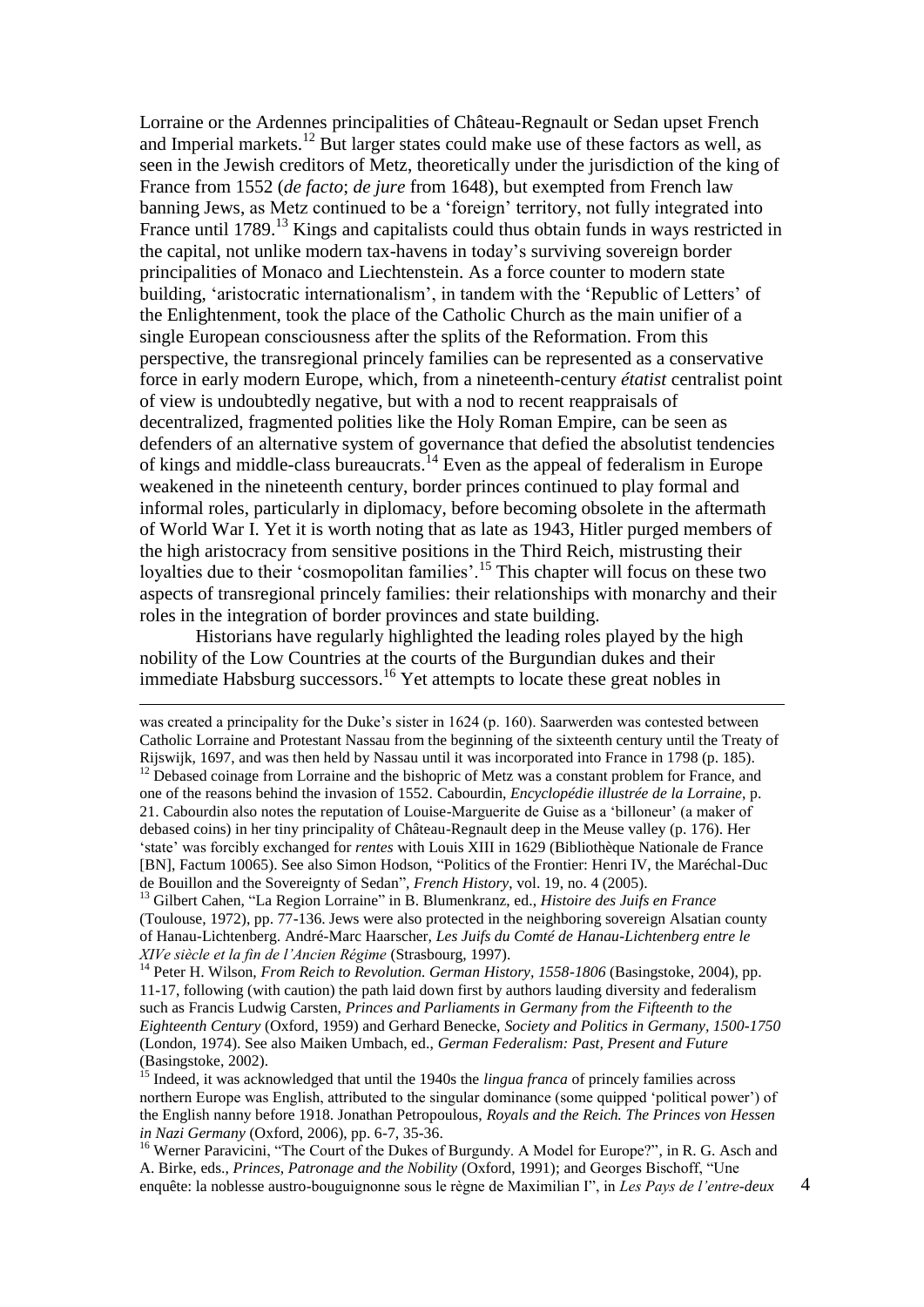Lorraine or the Ardennes principalities of Château-Regnault or Sedan upset French and Imperial markets.[12] But larger states could make use of these factors as well, as seen in the Jewish creditors of Metz, theoretically under the jurisdiction of the king of France from 1552 (*de facto*; *de jure* from 1648), but exempted from French law banning Jews, as Metz continued to be a 'foreign' territory, not fully integrated into France until 1789.[13] Kings and capitalists could thus obtain funds in ways restricted in the capital, not unlike modern tax-havens in today's surviving sovereign border principalities of Monaco and Liechtenstein. As a force counter to modern state building, 'aristocratic internationalism', in tandem with the 'Republic of Letters' of the Enlightenment, took the place of the Catholic Church as the main unifier of a single European consciousness after the splits of the Reformation. From this perspective, the transregional princely families can be represented as a conservative force in early modern Europe, which, from a nineteenth-century *étatist* centralist point of view is undoubtedly negative, but with a nod to recent reappraisals of decentralized, fragmented polities like the Holy Roman Empire, can be seen as defenders of an alternative system of governance that defied the absolutist tendencies of kings and middle-class bureaucrats.[14] Even as the appeal of federalism in Europe weakened in the nineteenth century, border princes continued to play formal and informal roles, particularly in diplomacy, before becoming obsolete in the aftermath of World War I. Yet it is worth noting that as late as 1943, Hitler purged members of the high aristocracy from sensitive positions in the Third Reich, mistrusting their loyalties due to their 'cosmopolitan families'.[15] This chapter will focus on these two aspects of transregional princely families: their relationships with monarchy and their roles in the integration of border provinces and state building.

Historians have regularly highlighted the leading roles played by the high nobility of the Low Countries at the courts of the Burgundian dukes and their immediate Habsburg successors.[16] Yet attempts to locate these great nobles in

---

was created a principality for the Duke's sister in 1624 (p. 160). Saarwerden was contested between Catholic Lorraine and Protestant Nassau from the beginning of the sixteenth century until the Treaty of Rijswijk, 1697, and was then held by Nassau until it was incorporated into France in 1798 (p. 185).

[12] Debased coinage from Lorraine and the bishopric of Metz was a constant problem for France, and one of the reasons behind the invasion of 1552. Cabourdin, *Encyclopédie illustrée de la Lorraine*, p. 21. Cabourdin also notes the reputation of Louise-Marguerite de Guise as a 'billoneur' (a maker of debased coins) in her tiny principality of Château-Regnault deep in the Meuse valley (p. 176). Her 'state' was forcibly exchanged for *rentes* with Louis XIII in 1629 (Bibliothèque Nationale de France [BN], Factum 10065). See also Simon Hodson, "Politics of the Frontier: Henri IV, the Maréchal-Duc de Bouillon and the Sovereignty of Sedan", *French History*, vol. 19, no. 4 (2005).

[13] Gilbert Cahen, "La Region Lorraine" in B. Blumenkranz, ed., *Histoire des Juifs en France* (Toulouse, 1972), pp. 77-136. Jews were also protected in the neighboring sovereign Alsatian county of Hanau-Lichtenberg. André-Marc Haarscher, *Les Juifs du Comté de Hanau-Lichtenberg entre le XIVe siècle et la fin de l'Ancien Régime* (Strasbourg, 1997).

[14] Peter H. Wilson, *From Reich to Revolution. German History, 1558-1806* (Basingstoke, 2004), pp. 11-17, following (with caution) the path laid down first by authors lauding diversity and federalism such as Francis Ludwig Carsten, *Princes and Parliaments in Germany from the Fifteenth to the Eighteenth Century* (Oxford, 1959) and Gerhard Benecke, *Society and Politics in Germany, 1500-1750* (London, 1974). See also Maiken Umbach, ed., *German Federalism: Past, Present and Future* (Basingstoke, 2002).

[15] Indeed, it was acknowledged that until the 1940s the *lingua franca* of princely families across northern Europe was English, attributed to the singular dominance (some quipped 'political power') of the English nanny before 1918. Jonathan Petropoulous, *Royals and the Reich. The Princes von Hessen in Nazi Germany* (Oxford, 2006), pp. 6-7, 35-36.

[16] Werner Paravicini, "The Court of the Dukes of Burgundy. A Model for Europe?", in R. G. Asch and A. Birke, eds., *Princes, Patronage and the Nobility* (Oxford, 1991); and Georges Bischoff, "Une enquête: la noblesse austro-bouguignonne sous le règne de Maximilian I", in *Les Pays de l'entre-deux*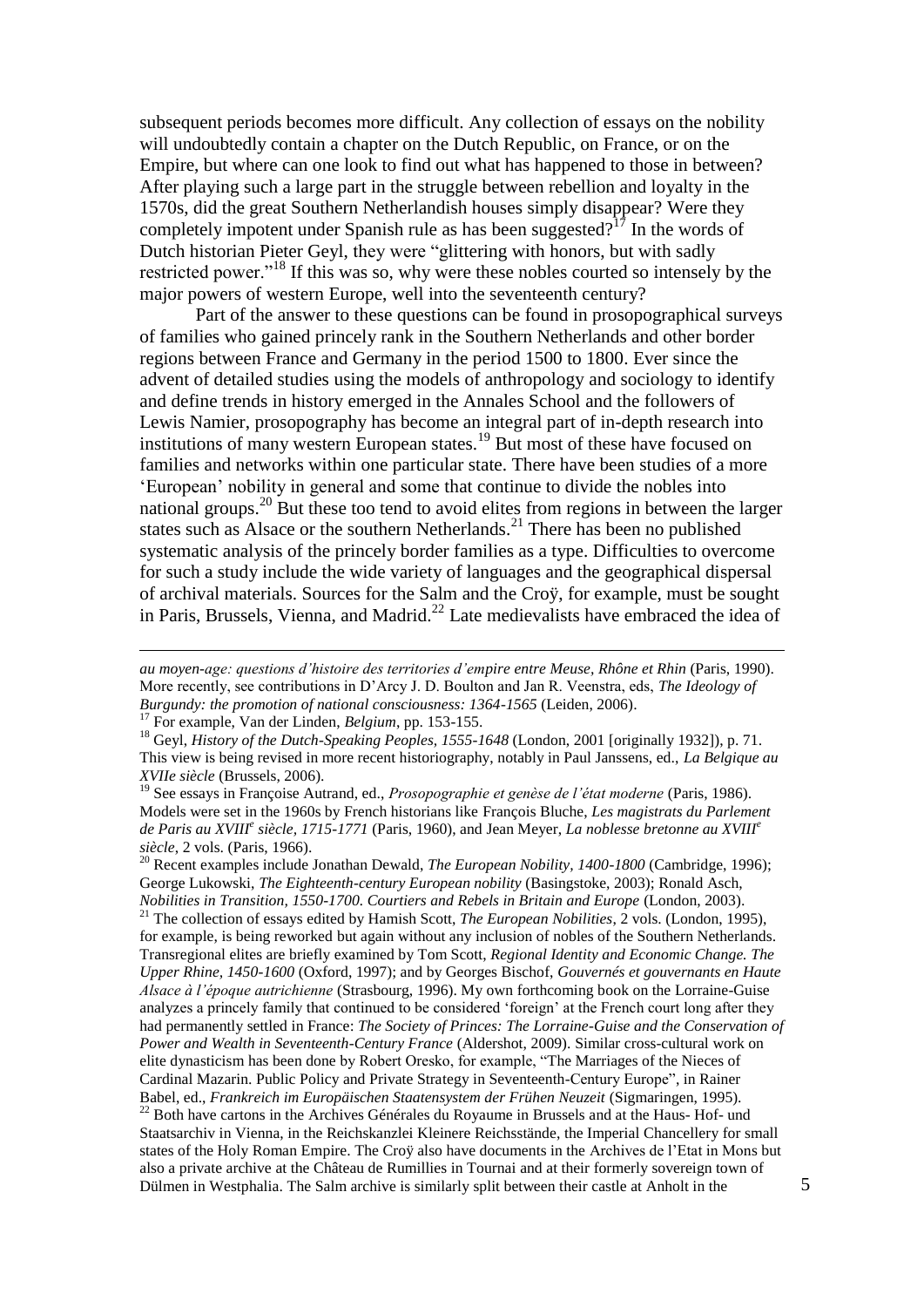subsequent periods becomes more difficult. Any collection of essays on the nobility will undoubtedly contain a chapter on the Dutch Republic, on France, or on the Empire, but where can one look to find out what has happened to those in between? After playing such a large part in the struggle between rebellion and loyalty in the 1570s, did the great Southern Netherlandish houses simply disappear? Were they completely impotent under Spanish rule as has been suggested?[17] In the words of Dutch historian Pieter Geyl, they were "glittering with honors, but with sadly restricted power."[18] If this was so, why were these nobles courted so intensely by the major powers of western Europe, well into the seventeenth century?

Part of the answer to these questions can be found in prosopographical surveys of families who gained princely rank in the Southern Netherlands and other border regions between France and Germany in the period 1500 to 1800. Ever since the advent of detailed studies using the models of anthropology and sociology to identify and define trends in history emerged in the Annales School and the followers of Lewis Namier, prosopography has become an integral part of in-depth research into institutions of many western European states.[19] But most of these have focused on families and networks within one particular state. There have been studies of a more 'European' nobility in general and some that continue to divide the nobles into national groups.[20] But these too tend to avoid elites from regions in between the larger states such as Alsace or the southern Netherlands.[21] There has been no published systematic analysis of the princely border families as a type. Difficulties to overcome for such a study include the wide variety of languages and the geographical dispersal of archival materials. Sources for the Salm and the Croÿ, for example, must be sought in Paris, Brussels, Vienna, and Madrid.[22] Late medievalists have embraced the idea of

---

*au moyen-age: questions d'histoire des territories d'empire entre Meuse, Rhône et Rhin* (Paris, 1990). More recently, see contributions in D'Arcy J. D. Boulton and Jan R. Veenstra, eds, *The Ideology of Burgundy: the promotion of national consciousness: 1364-1565* (Leiden, 2006).

[17] For example, Van der Linden, *Belgium*, pp. 153-155.

[18] Geyl, *History of the Dutch-Speaking Peoples, 1555-1648* (London, 2001 [originally 1932]), p. 71. This view is being revised in more recent historiography, notably in Paul Janssens, ed., *La Belgique au XVIIe siècle* (Brussels, 2006).

[19] See essays in Françoise Autrand, ed., *Prosopographie et genèse de l'état moderne* (Paris, 1986). Models were set in the 1960s by French historians like François Bluche, *Les magistrats du Parlement de Paris au XVIII^e^ siècle, 1715-1771* (Paris, 1960), and Jean Meyer, *La noblesse bretonne au XVIII^e^ siècle*, 2 vols. (Paris, 1966).

[20] Recent examples include Jonathan Dewald, *The European Nobility, 1400-1800* (Cambridge, 1996); George Lukowski, *The Eighteenth-century European nobility* (Basingstoke, 2003); Ronald Asch, *Nobilities in Transition, 1550-1700. Courtiers and Rebels in Britain and Europe* (London, 2003).

[21] The collection of essays edited by Hamish Scott, *The European Nobilities*, 2 vols. (London, 1995), for example, is being reworked but again without any inclusion of nobles of the Southern Netherlands. Transregional elites are briefly examined by Tom Scott, *Regional Identity and Economic Change. The Upper Rhine, 1450-1600* (Oxford, 1997); and by Georges Bischof, *Gouvernés et gouvernants en Haute Alsace à l'époque autrichienne* (Strasbourg, 1996). My own forthcoming book on the Lorraine-Guise analyzes a princely family that continued to be considered 'foreign' at the French court long after they had permanently settled in France: *The Society of Princes: The Lorraine-Guise and the Conservation of Power and Wealth in Seventeenth-Century France* (Aldershot, 2009). Similar cross-cultural work on elite dynasticism has been done by Robert Oresko, for example, "The Marriages of the Nieces of Cardinal Mazarin. Public Policy and Private Strategy in Seventeenth-Century Europe", in Rainer Babel, ed., *Frankreich im Europäischen Staatensystem der Frühen Neuzeit* (Sigmaringen, 1995).

[22] Both have cartons in the Archives Générales du Royaume in Brussels and at the Haus- Hof- und Staatsarchiv in Vienna, in the Reichskanzlei Kleinere Reichsstände, the Imperial Chancellery for small states of the Holy Roman Empire. The Croÿ also have documents in the Archives de l'Etat in Mons but also a private archive at the Château de Rumillies in Tournai and at their formerly sovereign town of Dülmen in Westphalia. The Salm archive is similarly split between their castle at Anholt in the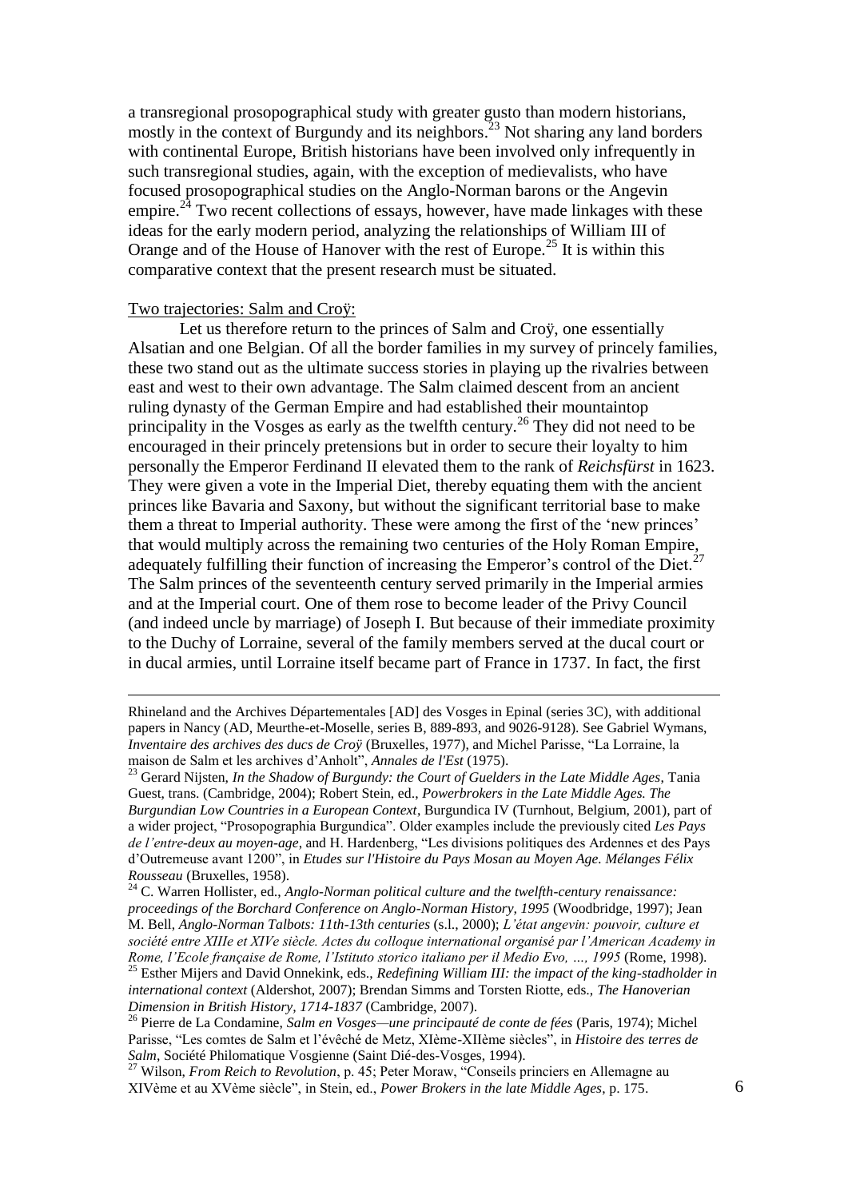a transregional prosopographical study with greater gusto than modern historians, mostly in the context of Burgundy and its neighbors.[23] Not sharing any land borders with continental Europe, British historians have been involved only infrequently in such transregional studies, again, with the exception of medievalists, who have focused prosopographical studies on the Anglo-Norman barons or the Angevin empire.[24] Two recent collections of essays, however, have made linkages with these ideas for the early modern period, analyzing the relationships of William III of Orange and of the House of Hanover with the rest of Europe.[25] It is within this comparative context that the present research must be situated.

Two trajectories: Salm and Croÿ:

Let us therefore return to the princes of Salm and Croÿ, one essentially Alsatian and one Belgian. Of all the border families in my survey of princely families, these two stand out as the ultimate success stories in playing up the rivalries between east and west to their own advantage. The Salm claimed descent from an ancient ruling dynasty of the German Empire and had established their mountaintop principality in the Vosges as early as the twelfth century.[26] They did not need to be encouraged in their princely pretensions but in order to secure their loyalty to him personally the Emperor Ferdinand II elevated them to the rank of *Reichsfürst* in 1623. They were given a vote in the Imperial Diet, thereby equating them with the ancient princes like Bavaria and Saxony, but without the significant territorial base to make them a threat to Imperial authority. These were among the first of the 'new princes' that would multiply across the remaining two centuries of the Holy Roman Empire, adequately fulfilling their function of increasing the Emperor's control of the Diet.[27] The Salm princes of the seventeenth century served primarily in the Imperial armies and at the Imperial court. One of them rose to become leader of the Privy Council (and indeed uncle by marriage) of Joseph I. But because of their immediate proximity to the Duchy of Lorraine, several of the family members served at the ducal court or in ducal armies, until Lorraine itself became part of France in 1737. In fact, the first

---

Rhineland and the Archives Départementales [AD] des Vosges in Epinal (series 3C), with additional papers in Nancy (AD, Meurthe-et-Moselle, series B, 889-893, and 9026-9128). See Gabriel Wymans, *Inventaire des archives des ducs de Croÿ* (Bruxelles, 1977), and Michel Parisse, "La Lorraine, la maison de Salm et les archives d'Anholt", *Annales de l'Est* (1975).

[23] Gerard Nijsten, *In the Shadow of Burgundy: the Court of Guelders in the Late Middle Ages*, Tania Guest, trans. (Cambridge, 2004); Robert Stein, ed., *Powerbrokers in the Late Middle Ages. The Burgundian Low Countries in a European Context*, Burgundica IV (Turnhout, Belgium, 2001), part of a wider project, "Prosopographia Burgundica". Older examples include the previously cited *Les Pays de l'entre-deux au moyen-age*, and H. Hardenberg, "Les divisions politiques des Ardennes et des Pays d'Outremeuse avant 1200", in *Etudes sur l'Histoire du Pays Mosan au Moyen Age. Mélanges Félix Rousseau* (Bruxelles, 1958).

[24] C. Warren Hollister, ed., *Anglo-Norman political culture and the twelfth-century renaissance: proceedings of the Borchard Conference on Anglo-Norman History, 1995* (Woodbridge, 1997); Jean M. Bell, *Anglo-Norman Talbots: 11th-13th centuries* (s.l., 2000); *L'état angevin: pouvoir, culture et société entre XIIIe et XIVe siècle. Actes du colloque international organisé par l'American Academy in Rome, l'Ecole française de Rome, l'Istituto storico italiano per il Medio Evo, …, 1995* (Rome, 1998).

[25] Esther Mijers and David Onnekink, eds., *Redefining William III: the impact of the king-stadholder in international context* (Aldershot, 2007); Brendan Simms and Torsten Riotte, eds., *The Hanoverian Dimension in British History, 1714-1837* (Cambridge, 2007).

[26] Pierre de La Condamine, *Salm en Vosges—une principauté de conte de fées* (Paris, 1974); Michel Parisse, "Les comtes de Salm et l'évêché de Metz, XIème-XIIème siècles", in *Histoire des terres de Salm*, Société Philomatique Vosgienne (Saint Dié-des-Vosges, 1994).

[27] Wilson, *From Reich to Revolution*, p. 45; Peter Moraw, "Conseils princiers en Allemagne au XIVème et au XVème siècle", in Stein, ed., *Power Brokers in the late Middle Ages*, p. 175.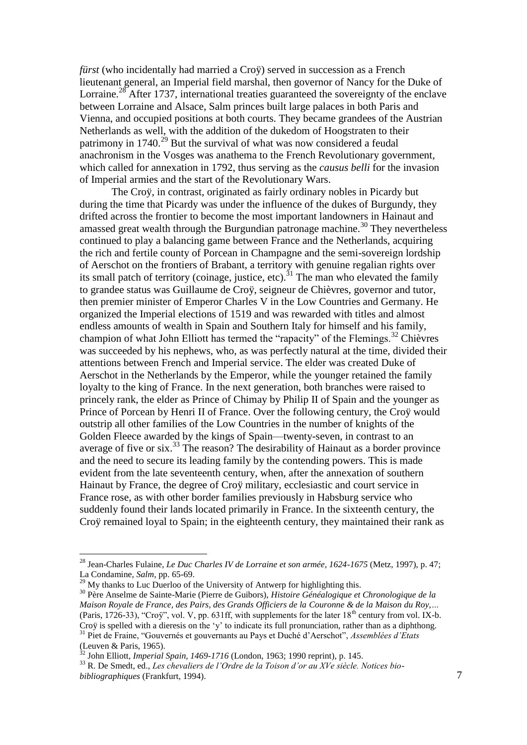*fürst* (who incidentally had married a Croÿ) served in succession as a French lieutenant general, an Imperial field marshal, then governor of Nancy for the Duke of Lorraine.[28] After 1737, international treaties guaranteed the sovereignty of the enclave between Lorraine and Alsace, Salm princes built large palaces in both Paris and Vienna, and occupied positions at both courts. They became grandees of the Austrian Netherlands as well, with the addition of the dukedom of Hoogstraten to their patrimony in 1740.[29] But the survival of what was now considered a feudal anachronism in the Vosges was anathema to the French Revolutionary government, which called for annexation in 1792, thus serving as the *causus belli* for the invasion of Imperial armies and the start of the Revolutionary Wars.

The Croÿ, in contrast, originated as fairly ordinary nobles in Picardy but during the time that Picardy was under the influence of the dukes of Burgundy, they drifted across the frontier to become the most important landowners in Hainaut and amassed great wealth through the Burgundian patronage machine.[30] They nevertheless continued to play a balancing game between France and the Netherlands, acquiring the rich and fertile county of Porcean in Champagne and the semi-sovereign lordship of Aerschot on the frontiers of Brabant, a territory with genuine regalian rights over its small patch of territory (coinage, justice, etc).[31] The man who elevated the family to grandee status was Guillaume de Croÿ, seigneur de Chièvres, governor and tutor, then premier minister of Emperor Charles V in the Low Countries and Germany. He organized the Imperial elections of 1519 and was rewarded with titles and almost endless amounts of wealth in Spain and Southern Italy for himself and his family, champion of what John Elliott has termed the "rapacity" of the Flemings.[32] Chièvres was succeeded by his nephews, who, as was perfectly natural at the time, divided their attentions between French and Imperial service. The elder was created Duke of Aerschot in the Netherlands by the Emperor, while the younger retained the family loyalty to the king of France. In the next generation, both branches were raised to princely rank, the elder as Prince of Chimay by Philip II of Spain and the younger as Prince of Porcean by Henri II of France. Over the following century, the Croÿ would outstrip all other families of the Low Countries in the number of knights of the Golden Fleece awarded by the kings of Spain—twenty-seven, in contrast to an average of five or six.[33] The reason? The desirability of Hainaut as a border province and the need to secure its leading family by the contending powers. This is made evident from the late seventeenth century, when, after the annexation of southern Hainaut by France, the degree of Croÿ military, ecclesiastic and court service in France rose, as with other border families previously in Habsburg service who suddenly found their lands located primarily in France. In the sixteenth century, the Croÿ remained loyal to Spain; in the eighteenth century, they maintained their rank as

---

[28] Jean-Charles Fulaine, *Le Duc Charles IV de Lorraine et son armée, 1624-1675* (Metz, 1997), p. 47; La Condamine, *Salm*, pp. 65-69.

[29] My thanks to Luc Duerloo of the University of Antwerp for highlighting this.

[30] Père Anselme de Sainte-Marie (Pierre de Guibors), *Histoire Généalogique et Chronologique de la Maison Royale de France, des Pairs, des Grands Officiers de la Couronne & de la Maison du Roy,…* (Paris, 1726-33), "Croÿ", vol. V, pp. 631ff, with supplements for the later 18th century from vol. IX-b. Croÿ is spelled with a dieresis on the 'y' to indicate its full pronunciation, rather than as a diphthong.

[31] Piet de Fraine, "Gouvernés et gouvernants au Pays et Duché d'Aerschot", *Assemblées d'Etats* (Leuven & Paris, 1965).

[32] John Elliott, *Imperial Spain, 1469-1716* (London, 1963; 1990 reprint), p. 145.

[33] R. De Smedt, ed., *Les chevaliers de l'Ordre de la Toison d'or au XVe siècle. Notices bio-bibliographiques* (Frankfurt, 1994).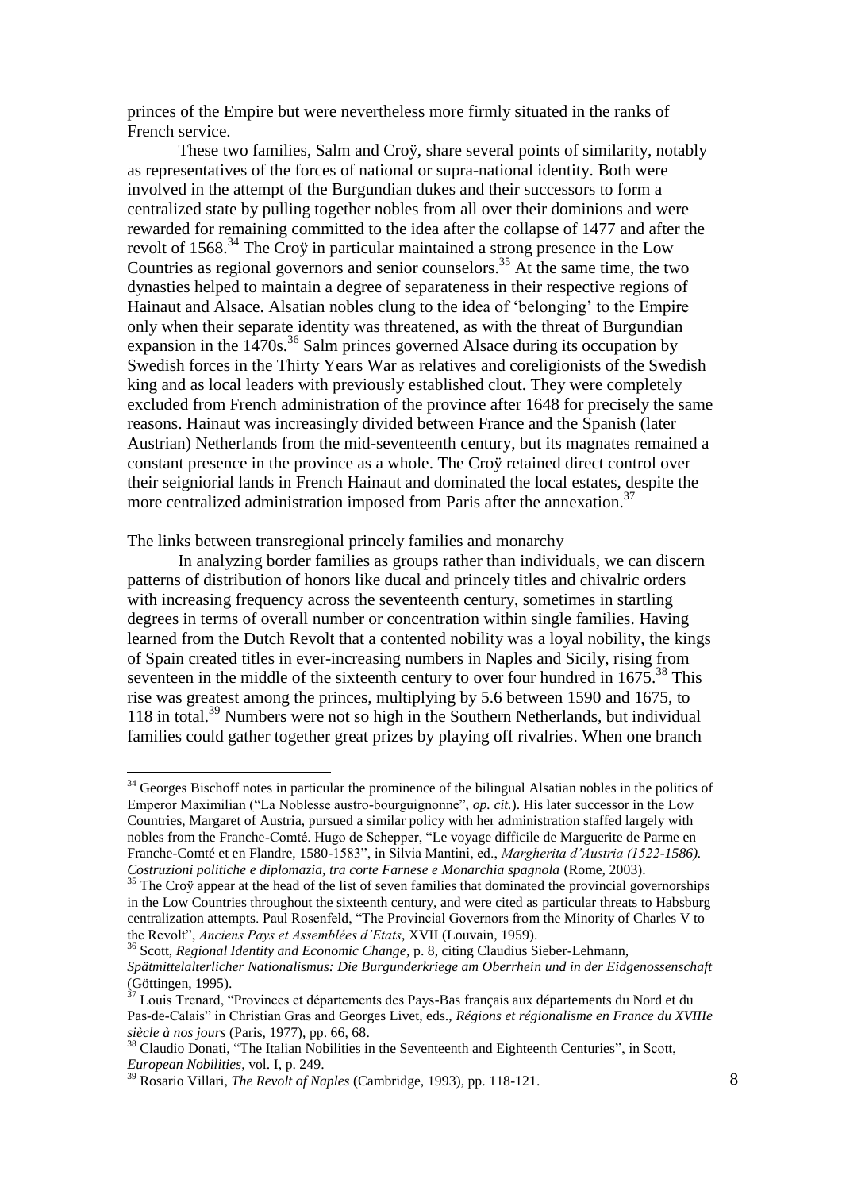princes of the Empire but were nevertheless more firmly situated in the ranks of French service.

These two families, Salm and Croÿ, share several points of similarity, notably as representatives of the forces of national or supra-national identity. Both were involved in the attempt of the Burgundian dukes and their successors to form a centralized state by pulling together nobles from all over their dominions and were rewarded for remaining committed to the idea after the collapse of 1477 and after the revolt of 1568.[34] The Croÿ in particular maintained a strong presence in the Low Countries as regional governors and senior counselors.[35] At the same time, the two dynasties helped to maintain a degree of separateness in their respective regions of Hainaut and Alsace. Alsatian nobles clung to the idea of 'belonging' to the Empire only when their separate identity was threatened, as with the threat of Burgundian expansion in the 1470s.[36] Salm princes governed Alsace during its occupation by Swedish forces in the Thirty Years War as relatives and coreligionists of the Swedish king and as local leaders with previously established clout. They were completely excluded from French administration of the province after 1648 for precisely the same reasons. Hainaut was increasingly divided between France and the Spanish (later Austrian) Netherlands from the mid-seventeenth century, but its magnates remained a constant presence in the province as a whole. The Croÿ retained direct control over their seigniorial lands in French Hainaut and dominated the local estates, despite the more centralized administration imposed from Paris after the annexation.[37]

## The links between transregional princely families and monarchy

In analyzing border families as groups rather than individuals, we can discern patterns of distribution of honors like ducal and princely titles and chivalric orders with increasing frequency across the seventeenth century, sometimes in startling degrees in terms of overall number or concentration within single families. Having learned from the Dutch Revolt that a contented nobility was a loyal nobility, the kings of Spain created titles in ever-increasing numbers in Naples and Sicily, rising from seventeen in the middle of the sixteenth century to over four hundred in 1675.[38] This rise was greatest among the princes, multiplying by 5.6 between 1590 and 1675, to 118 in total.[39] Numbers were not so high in the Southern Netherlands, but individual families could gather together great prizes by playing off rivalries. When one branch

---

[34] Georges Bischoff notes in particular the prominence of the bilingual Alsatian nobles in the politics of Emperor Maximilian ("La Noblesse austro-bourguignonne", *op. cit.*). His later successor in the Low Countries, Margaret of Austria, pursued a similar policy with her administration staffed largely with nobles from the Franche-Comté. Hugo de Schepper, "Le voyage difficile de Marguerite de Parme en Franche-Comté et en Flandre, 1580-1583", in Silvia Mantini, ed., *Margherita d'Austria (1522-1586). Costruzioni politiche e diplomazia, tra corte Farnese e Monarchia spagnola* (Rome, 2003).

[35] The Croÿ appear at the head of the list of seven families that dominated the provincial governorships in the Low Countries throughout the sixteenth century, and were cited as particular threats to Habsburg centralization attempts. Paul Rosenfeld, "The Provincial Governors from the Minority of Charles V to the Revolt", *Anciens Pays et Assemblées d'Etats*, XVII (Louvain, 1959).

[36] Scott, *Regional Identity and Economic Change*, p. 8, citing Claudius Sieber-Lehmann, *Spätmittelalterlicher Nationalismus: Die Burgunderkriege am Oberrhein und in der Eidgenossenschaft* (Göttingen, 1995).

[37] Louis Trenard, "Provinces et départements des Pays-Bas français aux départements du Nord et du Pas-de-Calais" in Christian Gras and Georges Livet, eds., *Régions et régionalisme en France du XVIIIe siècle à nos jours* (Paris, 1977), pp. 66, 68.

[38] Claudio Donati, "The Italian Nobilities in the Seventeenth and Eighteenth Centuries", in Scott, *European Nobilities*, vol. I, p. 249.

[39] Rosario Villari, *The Revolt of Naples* (Cambridge, 1993), pp. 118-121.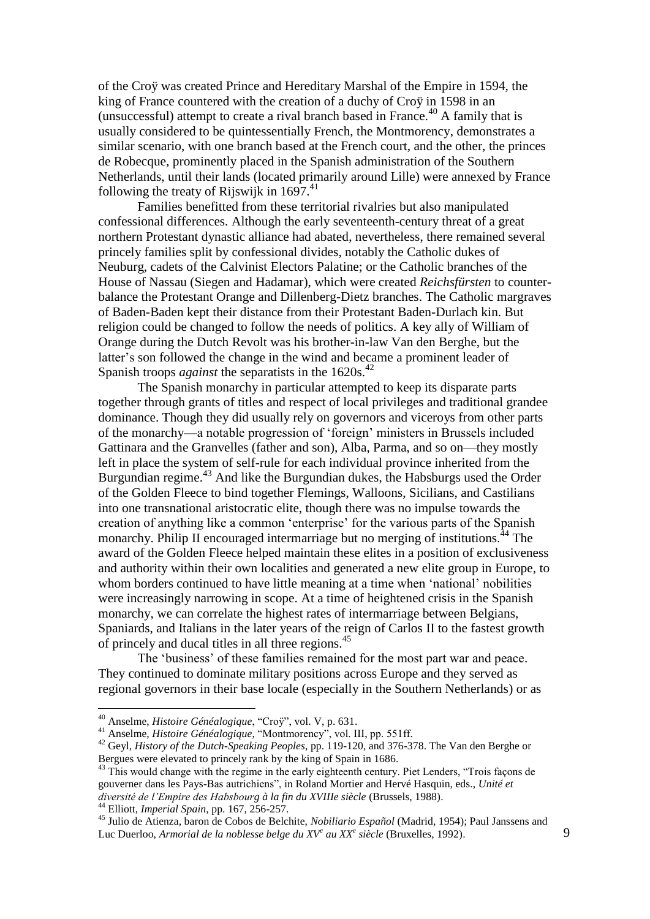of the Croÿ was created Prince and Hereditary Marshal of the Empire in 1594, the king of France countered with the creation of a duchy of Croÿ in 1598 in an (unsuccessful) attempt to create a rival branch based in France.[40] A family that is usually considered to be quintessentially French, the Montmorency, demonstrates a similar scenario, with one branch based at the French court, and the other, the princes de Robecque, prominently placed in the Spanish administration of the Southern Netherlands, until their lands (located primarily around Lille) were annexed by France following the treaty of Rijswijk in 1697.[41]

Families benefitted from these territorial rivalries but also manipulated confessional differences. Although the early seventeenth-century threat of a great northern Protestant dynastic alliance had abated, nevertheless, there remained several princely families split by confessional divides, notably the Catholic dukes of Neuburg, cadets of the Calvinist Electors Palatine; or the Catholic branches of the House of Nassau (Siegen and Hadamar), which were created *Reichsfürsten* to counter-balance the Protestant Orange and Dillenberg-Dietz branches. The Catholic margraves of Baden-Baden kept their distance from their Protestant Baden-Durlach kin. But religion could be changed to follow the needs of politics. A key ally of William of Orange during the Dutch Revolt was his brother-in-law Van den Berghe, but the latter's son followed the change in the wind and became a prominent leader of Spanish troops *against* the separatists in the 1620s.[42]

The Spanish monarchy in particular attempted to keep its disparate parts together through grants of titles and respect of local privileges and traditional grandee dominance. Though they did usually rely on governors and viceroys from other parts of the monarchy—a notable progression of 'foreign' ministers in Brussels included Gattinara and the Granvelles (father and son), Alba, Parma, and so on—they mostly left in place the system of self-rule for each individual province inherited from the Burgundian regime.[43] And like the Burgundian dukes, the Habsburgs used the Order of the Golden Fleece to bind together Flemings, Walloons, Sicilians, and Castilians into one transnational aristocratic elite, though there was no impulse towards the creation of anything like a common 'enterprise' for the various parts of the Spanish monarchy. Philip II encouraged intermarriage but no merging of institutions.[44] The award of the Golden Fleece helped maintain these elites in a position of exclusiveness and authority within their own localities and generated a new elite group in Europe, to whom borders continued to have little meaning at a time when 'national' nobilities were increasingly narrowing in scope. At a time of heightened crisis in the Spanish monarchy, we can correlate the highest rates of intermarriage between Belgians, Spaniards, and Italians in the later years of the reign of Carlos II to the fastest growth of princely and ducal titles in all three regions.[45]

The 'business' of these families remained for the most part war and peace. They continued to dominate military positions across Europe and they served as regional governors in their base locale (especially in the Southern Netherlands) or as

---

[40] Anselme, *Histoire Généalogique*, "Croÿ", vol. V, p. 631.

[41] Anselme, *Histoire Généalogique*, "Montmorency", vol. III, pp. 551ff.

[42] Geyl, *History of the Dutch-Speaking Peoples*, pp. 119-120, and 376-378. The Van den Berghe or Bergues were elevated to princely rank by the king of Spain in 1686.

[43] This would change with the regime in the early eighteenth century. Piet Lenders, "Trois façons de gouverner dans les Pays-Bas autrichiens", in Roland Mortier and Hervé Hasquin, eds., *Unité et diversité de l'Empire des Habsbourg à la fin du XVIIIe siècle* (Brussels, 1988).

[44] Elliott, *Imperial Spain*, pp. 167, 256-257.

[45] Julio de Atienza, baron de Cobos de Belchite, *Nobiliario Español* (Madrid, 1954); Paul Janssens and Luc Duerloo, *Armorial de la noblesse belge du XV^e^ au XX^e^ siècle* (Bruxelles, 1992).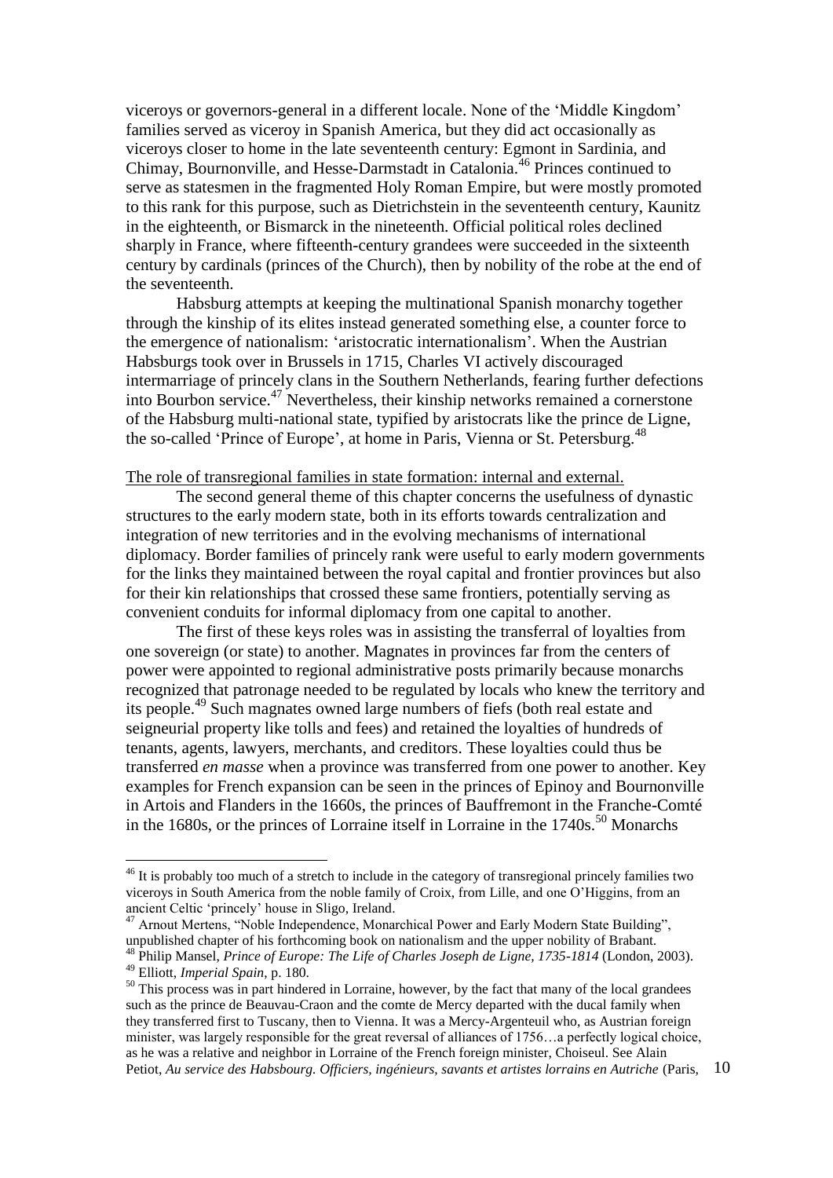viceroys or governors-general in a different locale. None of the 'Middle Kingdom' families served as viceroy in Spanish America, but they did act occasionally as viceroys closer to home in the late seventeenth century: Egmont in Sardinia, and Chimay, Bournonville, and Hesse-Darmstadt in Catalonia.[46] Princes continued to serve as statesmen in the fragmented Holy Roman Empire, but were mostly promoted to this rank for this purpose, such as Dietrichstein in the seventeenth century, Kaunitz in the eighteenth, or Bismarck in the nineteenth. Official political roles declined sharply in France, where fifteenth-century grandees were succeeded in the sixteenth century by cardinals (princes of the Church), then by nobility of the robe at the end of the seventeenth.

Habsburg attempts at keeping the multinational Spanish monarchy together through the kinship of its elites instead generated something else, a counter force to the emergence of nationalism: 'aristocratic internationalism'. When the Austrian Habsburgs took over in Brussels in 1715, Charles VI actively discouraged intermarriage of princely clans in the Southern Netherlands, fearing further defections into Bourbon service.[47] Nevertheless, their kinship networks remained a cornerstone of the Habsburg multi-national state, typified by aristocrats like the prince de Ligne, the so-called 'Prince of Europe', at home in Paris, Vienna or St. Petersburg.[48]

The role of transregional families in state formation: internal and external.

The second general theme of this chapter concerns the usefulness of dynastic structures to the early modern state, both in its efforts towards centralization and integration of new territories and in the evolving mechanisms of international diplomacy. Border families of princely rank were useful to early modern governments for the links they maintained between the royal capital and frontier provinces but also for their kin relationships that crossed these same frontiers, potentially serving as convenient conduits for informal diplomacy from one capital to another.

The first of these keys roles was in assisting the transferral of loyalties from one sovereign (or state) to another. Magnates in provinces far from the centers of power were appointed to regional administrative posts primarily because monarchs recognized that patronage needed to be regulated by locals who knew the territory and its people.[49] Such magnates owned large numbers of fiefs (both real estate and seigneurial property like tolls and fees) and retained the loyalties of hundreds of tenants, agents, lawyers, merchants, and creditors. These loyalties could thus be transferred *en masse* when a province was transferred from one power to another. Key examples for French expansion can be seen in the princes of Epinoy and Bournonville in Artois and Flanders in the 1660s, the princes of Bauffremont in the Franche-Comté in the 1680s, or the princes of Lorraine itself in Lorraine in the 1740s.[50] Monarchs

---

[46] It is probably too much of a stretch to include in the category of transregional princely families two viceroys in South America from the noble family of Croix, from Lille, and one O'Higgins, from an ancient Celtic 'princely' house in Sligo, Ireland.

[47] Arnout Mertens, "Noble Independence, Monarchical Power and Early Modern State Building", unpublished chapter of his forthcoming book on nationalism and the upper nobility of Brabant.

[48] Philip Mansel, *Prince of Europe: The Life of Charles Joseph de Ligne, 1735-1814* (London, 2003).

[49] Elliott, *Imperial Spain*, p. 180.

[50] This process was in part hindered in Lorraine, however, by the fact that many of the local grandees such as the prince de Beauvau-Craon and the comte de Mercy departed with the ducal family when they transferred first to Tuscany, then to Vienna. It was a Mercy-Argenteuil who, as Austrian foreign minister, was largely responsible for the great reversal of alliances of 1756…a perfectly logical choice, as he was a relative and neighbor in Lorraine of the French foreign minister, Choiseul. See Alain Petiot, *Au service des Habsbourg. Officiers, ingénieurs, savants et artistes lorrains en Autriche* (Paris,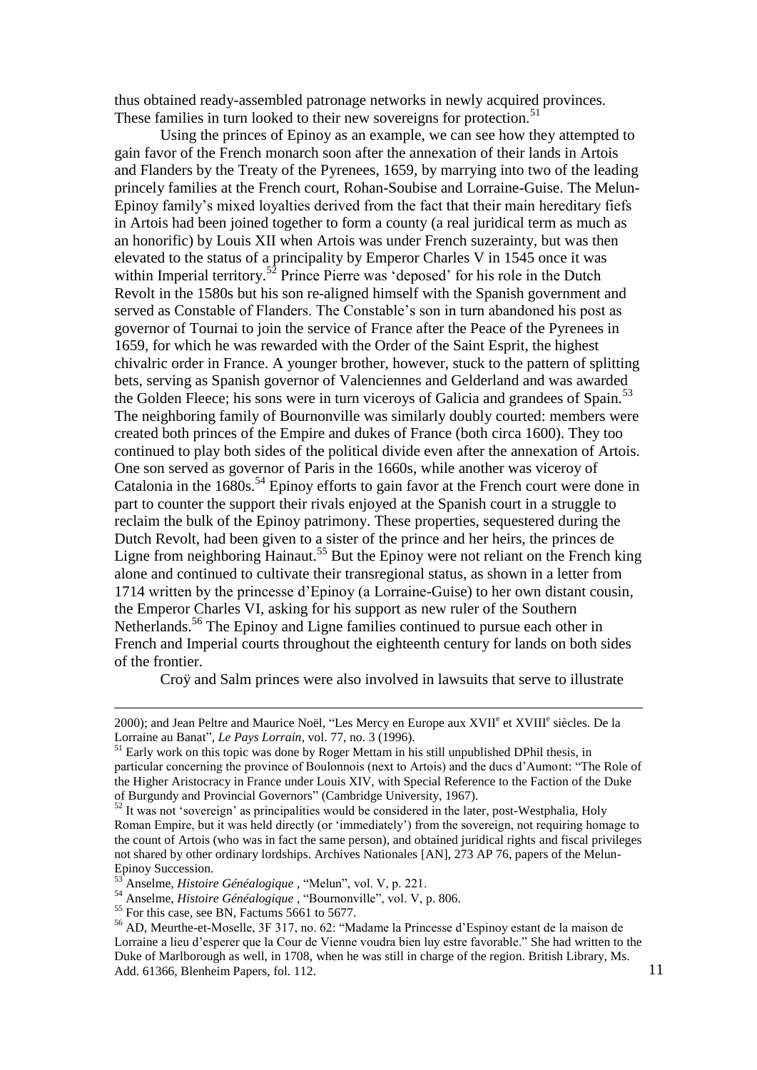thus obtained ready-assembled patronage networks in newly acquired provinces. These families in turn looked to their new sovereigns for protection.[51]

Using the princes of Epinoy as an example, we can see how they attempted to gain favor of the French monarch soon after the annexation of their lands in Artois and Flanders by the Treaty of the Pyrenees, 1659, by marrying into two of the leading princely families at the French court, Rohan-Soubise and Lorraine-Guise. The Melun-Epinoy family's mixed loyalties derived from the fact that their main hereditary fiefs in Artois had been joined together to form a county (a real juridical term as much as an honorific) by Louis XII when Artois was under French suzerainty, but was then elevated to the status of a principality by Emperor Charles V in 1545 once it was within Imperial territory.[52] Prince Pierre was 'deposed' for his role in the Dutch Revolt in the 1580s but his son re-aligned himself with the Spanish government and served as Constable of Flanders. The Constable's son in turn abandoned his post as governor of Tournai to join the service of France after the Peace of the Pyrenees in 1659, for which he was rewarded with the Order of the Saint Esprit, the highest chivalric order in France. A younger brother, however, stuck to the pattern of splitting bets, serving as Spanish governor of Valenciennes and Gelderland and was awarded the Golden Fleece; his sons were in turn viceroys of Galicia and grandees of Spain.[53] The neighboring family of Bournonville was similarly doubly courted: members were created both princes of the Empire and dukes of France (both circa 1600). They too continued to play both sides of the political divide even after the annexation of Artois. One son served as governor of Paris in the 1660s, while another was viceroy of Catalonia in the 1680s.[54] Epinoy efforts to gain favor at the French court were done in part to counter the support their rivals enjoyed at the Spanish court in a struggle to reclaim the bulk of the Epinoy patrimony. These properties, sequestered during the Dutch Revolt, had been given to a sister of the prince and her heirs, the princes de Ligne from neighboring Hainaut.[55] But the Epinoy were not reliant on the French king alone and continued to cultivate their transregional status, as shown in a letter from 1714 written by the princesse d'Epinoy (a Lorraine-Guise) to her own distant cousin, the Emperor Charles VI, asking for his support as new ruler of the Southern Netherlands.[56] The Epinoy and Ligne families continued to pursue each other in French and Imperial courts throughout the eighteenth century for lands on both sides of the frontier.

Croÿ and Salm princes were also involved in lawsuits that serve to illustrate

---

2000); and Jean Peltre and Maurice Noël, "Les Mercy en Europe aux XVII[e] et XVIII[e] siècles. De la Lorraine au Banat", *Le Pays Lorrain*, vol. 77, no. 3 (1996).

[51] Early work on this topic was done by Roger Mettam in his still unpublished DPhil thesis, in particular concerning the province of Boulonnois (next to Artois) and the ducs d'Aumont: "The Role of the Higher Aristocracy in France under Louis XIV, with Special Reference to the Faction of the Duke of Burgundy and Provincial Governors" (Cambridge University, 1967).

[52] It was not 'sovereign' as principalities would be considered in the later, post-Westphalia, Holy Roman Empire, but it was held directly (or 'immediately') from the sovereign, not requiring homage to the count of Artois (who was in fact the same person), and obtained juridical rights and fiscal privileges not shared by other ordinary lordships. Archives Nationales [AN], 273 AP 76, papers of the Melun-Epinoy Succession.

[53] Anselme, *Histoire Généalogique* , "Melun", vol. V, p. 221.

[54] Anselme, *Histoire Généalogique* , "Bournonville", vol. V, p. 806.

[55] For this case, see BN, Factums 5661 to 5677.

[56] AD, Meurthe-et-Moselle, 3F 317, no. 62: "Madame la Princesse d'Espinoy estant de la maison de Lorraine a lieu d'esperer que la Cour de Vienne voudra bien luy estre favorable." She had written to the Duke of Marlborough as well, in 1708, when he was still in charge of the region. British Library, Ms. Add. 61366, Blenheim Papers, fol. 112.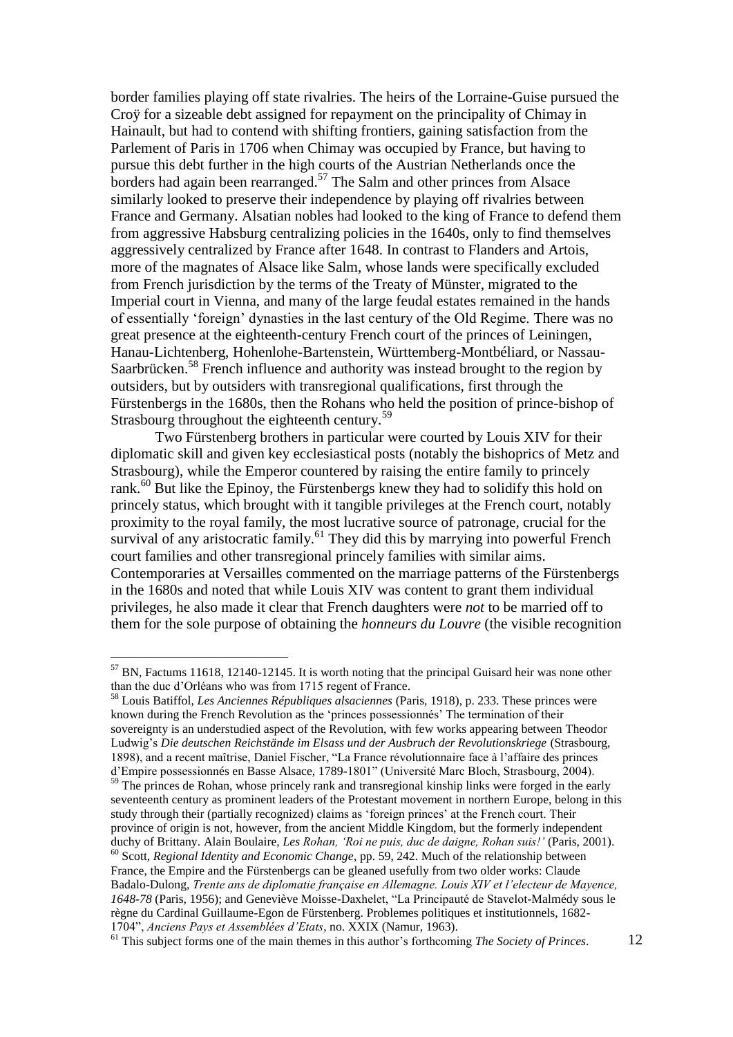border families playing off state rivalries. The heirs of the Lorraine-Guise pursued the Croÿ for a sizeable debt assigned for repayment on the principality of Chimay in Hainault, but had to contend with shifting frontiers, gaining satisfaction from the Parlement of Paris in 1706 when Chimay was occupied by France, but having to pursue this debt further in the high courts of the Austrian Netherlands once the borders had again been rearranged.[57] The Salm and other princes from Alsace similarly looked to preserve their independence by playing off rivalries between France and Germany. Alsatian nobles had looked to the king of France to defend them from aggressive Habsburg centralizing policies in the 1640s, only to find themselves aggressively centralized by France after 1648. In contrast to Flanders and Artois, more of the magnates of Alsace like Salm, whose lands were specifically excluded from French jurisdiction by the terms of the Treaty of Münster, migrated to the Imperial court in Vienna, and many of the large feudal estates remained in the hands of essentially 'foreign' dynasties in the last century of the Old Regime. There was no great presence at the eighteenth-century French court of the princes of Leiningen, Hanau-Lichtenberg, Hohenlohe-Bartenstein, Württemberg-Montbéliard, or Nassau-Saarbrücken.[58] French influence and authority was instead brought to the region by outsiders, but by outsiders with transregional qualifications, first through the Fürstenbergs in the 1680s, then the Rohans who held the position of prince-bishop of Strasbourg throughout the eighteenth century.[59]

Two Fürstenberg brothers in particular were courted by Louis XIV for their diplomatic skill and given key ecclesiastical posts (notably the bishoprics of Metz and Strasbourg), while the Emperor countered by raising the entire family to princely rank.[60] But like the Epinoy, the Fürstenbergs knew they had to solidify this hold on princely status, which brought with it tangible privileges at the French court, notably proximity to the royal family, the most lucrative source of patronage, crucial for the survival of any aristocratic family.[61] They did this by marrying into powerful French court families and other transregional princely families with similar aims. Contemporaries at Versailles commented on the marriage patterns of the Fürstenbergs in the 1680s and noted that while Louis XIV was content to grant them individual privileges, he also made it clear that French daughters were *not* to be married off to them for the sole purpose of obtaining the *honneurs du Louvre* (the visible recognition

---

[57] BN, Factums 11618, 12140-12145. It is worth noting that the principal Guisard heir was none other than the duc d'Orléans who was from 1715 regent of France.

[58] Louis Batiffol, *Les Anciennes Républiques alsaciennes* (Paris, 1918), p. 233. These princes were known during the French Revolution as the 'princes possessionnés' The termination of their sovereignty is an understudied aspect of the Revolution, with few works appearing between Theodor Ludwig's *Die deutschen Reichstände im Elsass und der Ausbruch der Revolutionskriege* (Strasbourg, 1898), and a recent maîtrise, Daniel Fischer, "La France révolutionnaire face à l'affaire des princes d'Empire possessionnés en Basse Alsace, 1789-1801" (Université Marc Bloch, Strasbourg, 2004).

[59] The princes de Rohan, whose princely rank and transregional kinship links were forged in the early seventeenth century as prominent leaders of the Protestant movement in northern Europe, belong in this study through their (partially recognized) claims as 'foreign princes' at the French court. Their province of origin is not, however, from the ancient Middle Kingdom, but the formerly independent duchy of Brittany. Alain Boulaire, *Les Rohan, 'Roi ne puis, duc de daigne, Rohan suis!'* (Paris, 2001).

[60] Scott, *Regional Identity and Economic Change*, pp. 59, 242. Much of the relationship between France, the Empire and the Fürstenbergs can be gleaned usefully from two older works: Claude Badalo-Dulong, *Trente ans de diplomatie française en Allemagne. Louis XIV et l'electeur de Mayence, 1648-78* (Paris, 1956); and Geneviève Moisse-Daxhelet, "La Principauté de Stavelot-Malmédy sous le règne du Cardinal Guillaume-Egon de Fürstenberg. Problemes politiques et institutionnels, 1682-1704", *Anciens Pays et Assemblées d'Etats*, no. XXIX (Namur, 1963).

[61] This subject forms one of the main themes in this author's forthcoming *The Society of Princes*.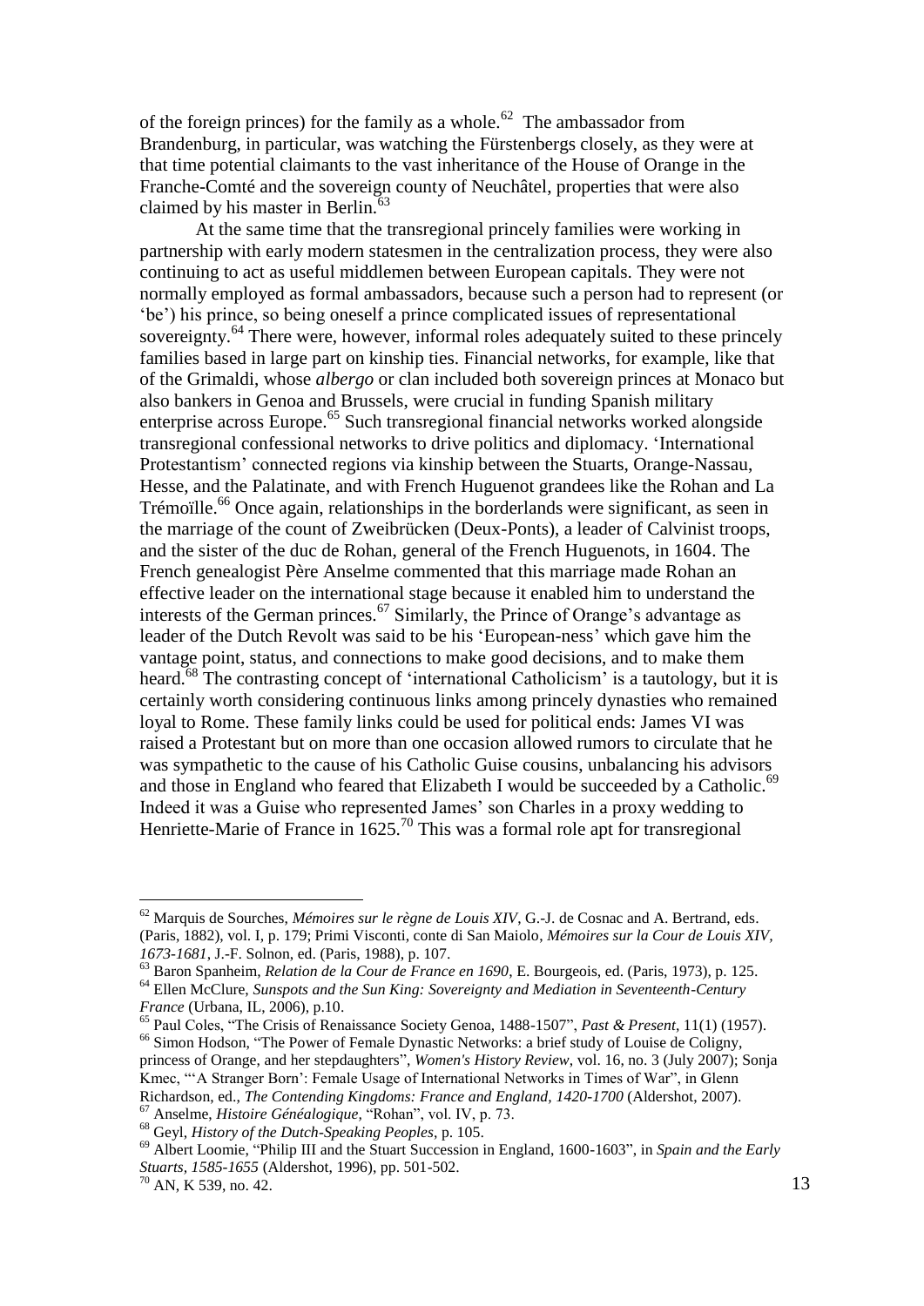of the foreign princes) for the family as a whole.[62] The ambassador from Brandenburg, in particular, was watching the Fürstenbergs closely, as they were at that time potential claimants to the vast inheritance of the House of Orange in the Franche-Comté and the sovereign county of Neuchâtel, properties that were also claimed by his master in Berlin.[63]

At the same time that the transregional princely families were working in partnership with early modern statesmen in the centralization process, they were also continuing to act as useful middlemen between European capitals. They were not normally employed as formal ambassadors, because such a person had to represent (or 'be') his prince, so being oneself a prince complicated issues of representational sovereignty.[64] There were, however, informal roles adequately suited to these princely families based in large part on kinship ties. Financial networks, for example, like that of the Grimaldi, whose *albergo* or clan included both sovereign princes at Monaco but also bankers in Genoa and Brussels, were crucial in funding Spanish military enterprise across Europe.[65] Such transregional financial networks worked alongside transregional confessional networks to drive politics and diplomacy. 'International Protestantism' connected regions via kinship between the Stuarts, Orange-Nassau, Hesse, and the Palatinate, and with French Huguenot grandees like the Rohan and La Trémoïlle.[66] Once again, relationships in the borderlands were significant, as seen in the marriage of the count of Zweibrücken (Deux-Ponts), a leader of Calvinist troops, and the sister of the duc de Rohan, general of the French Huguenots, in 1604. The French genealogist Père Anselme commented that this marriage made Rohan an effective leader on the international stage because it enabled him to understand the interests of the German princes.[67] Similarly, the Prince of Orange's advantage as leader of the Dutch Revolt was said to be his 'European-ness' which gave him the vantage point, status, and connections to make good decisions, and to make them heard.[68] The contrasting concept of 'international Catholicism' is a tautology, but it is certainly worth considering continuous links among princely dynasties who remained loyal to Rome. These family links could be used for political ends: James VI was raised a Protestant but on more than one occasion allowed rumors to circulate that he was sympathetic to the cause of his Catholic Guise cousins, unbalancing his advisors and those in England who feared that Elizabeth I would be succeeded by a Catholic.[69] Indeed it was a Guise who represented James' son Charles in a proxy wedding to Henriette-Marie of France in 1625.[70] This was a formal role apt for transregional

---

[62] Marquis de Sourches, *Mémoires sur le règne de Louis XIV*, G.-J. de Cosnac and A. Bertrand, eds. (Paris, 1882), vol. I, p. 179; Primi Visconti, conte di San Maiolo, *Mémoires sur la Cour de Louis XIV, 1673-1681*, J.-F. Solnon, ed. (Paris, 1988), p. 107.

[63] Baron Spanheim, *Relation de la Cour de France en 1690*, E. Bourgeois, ed. (Paris, 1973), p. 125.

[64] Ellen McClure, *Sunspots and the Sun King: Sovereignty and Mediation in Seventeenth-Century France* (Urbana, IL, 2006), p.10.

[65] Paul Coles, "The Crisis of Renaissance Society Genoa, 1488-1507", *Past & Present*, 11(1) (1957).

[66] Simon Hodson, "The Power of Female Dynastic Networks: a brief study of Louise de Coligny, princess of Orange, and her stepdaughters", *Women's History Review*, vol. 16, no. 3 (July 2007); Sonja Kmec, "'A Stranger Born': Female Usage of International Networks in Times of War", in Glenn Richardson, ed., *The Contending Kingdoms: France and England, 1420-1700* (Aldershot, 2007).

[67] Anselme, *Histoire Généalogique*, "Rohan", vol. IV, p. 73.

[68] Geyl, *History of the Dutch-Speaking Peoples*, p. 105.

[69] Albert Loomie, "Philip III and the Stuart Succession in England, 1600-1603", in *Spain and the Early Stuarts, 1585-1655* (Aldershot, 1996), pp. 501-502.

[70] AN, K 539, no. 42.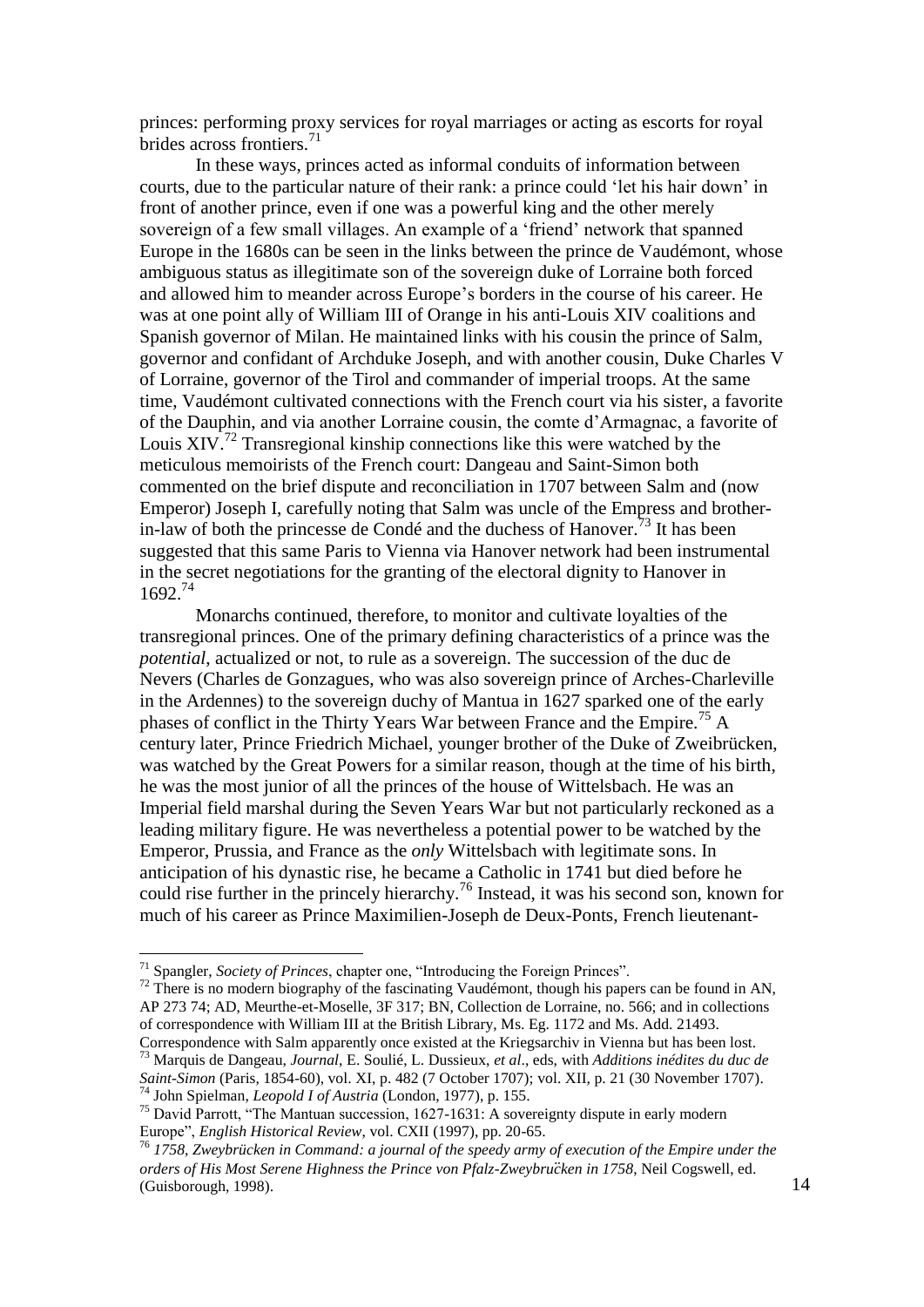princes: performing proxy services for royal marriages or acting as escorts for royal brides across frontiers.[71]

In these ways, princes acted as informal conduits of information between courts, due to the particular nature of their rank: a prince could 'let his hair down' in front of another prince, even if one was a powerful king and the other merely sovereign of a few small villages. An example of a 'friend' network that spanned Europe in the 1680s can be seen in the links between the prince de Vaudémont, whose ambiguous status as illegitimate son of the sovereign duke of Lorraine both forced and allowed him to meander across Europe's borders in the course of his career. He was at one point ally of William III of Orange in his anti-Louis XIV coalitions and Spanish governor of Milan. He maintained links with his cousin the prince of Salm, governor and confidant of Archduke Joseph, and with another cousin, Duke Charles V of Lorraine, governor of the Tirol and commander of imperial troops. At the same time, Vaudémont cultivated connections with the French court via his sister, a favorite of the Dauphin, and via another Lorraine cousin, the comte d'Armagnac, a favorite of Louis XIV.[72] Transregional kinship connections like this were watched by the meticulous memoirists of the French court: Dangeau and Saint-Simon both commented on the brief dispute and reconciliation in 1707 between Salm and (now Emperor) Joseph I, carefully noting that Salm was uncle of the Empress and brother-in-law of both the princesse de Condé and the duchess of Hanover.[73] It has been suggested that this same Paris to Vienna via Hanover network had been instrumental in the secret negotiations for the granting of the electoral dignity to Hanover in 1692.[74]

Monarchs continued, therefore, to monitor and cultivate loyalties of the transregional princes. One of the primary defining characteristics of a prince was the *potential*, actualized or not, to rule as a sovereign. The succession of the duc de Nevers (Charles de Gonzagues, who was also sovereign prince of Arches-Charleville in the Ardennes) to the sovereign duchy of Mantua in 1627 sparked one of the early phases of conflict in the Thirty Years War between France and the Empire.[75] A century later, Prince Friedrich Michael, younger brother of the Duke of Zweibrücken, was watched by the Great Powers for a similar reason, though at the time of his birth, he was the most junior of all the princes of the house of Wittelsbach. He was an Imperial field marshal during the Seven Years War but not particularly reckoned as a leading military figure. He was nevertheless a potential power to be watched by the Emperor, Prussia, and France as the *only* Wittelsbach with legitimate sons. In anticipation of his dynastic rise, he became a Catholic in 1741 but died before he could rise further in the princely hierarchy.[76] Instead, it was his second son, known for much of his career as Prince Maximilien-Joseph de Deux-Ponts, French lieutenant-

---

[71] Spangler, *Society of Princes*, chapter one, "Introducing the Foreign Princes".

[72] There is no modern biography of the fascinating Vaudémont, though his papers can be found in AN, AP 273 74; AD, Meurthe-et-Moselle, 3F 317; BN, Collection de Lorraine, no. 566; and in collections of correspondence with William III at the British Library, Ms. Eg. 1172 and Ms. Add. 21493. Correspondence with Salm apparently once existed at the Kriegsarchiv in Vienna but has been lost.

[73] Marquis de Dangeau, *Journal*, E. Soulié, L. Dussieux, *et al*., eds, with *Additions inédites du duc de Saint-Simon* (Paris, 1854-60), vol. XI, p. 482 (7 October 1707); vol. XII, p. 21 (30 November 1707).

[74] John Spielman, *Leopold I of Austria* (London, 1977), p. 155.

[75] David Parrott, "The Mantuan succession, 1627-1631: A sovereignty dispute in early modern Europe", *English Historical Review*, vol. CXII (1997), pp. 20-65.

[76] *1758, Zweybrücken in Command: a journal of the speedy army of execution of the Empire under the orders of His Most Serene Highness the Prince von Pfalz-Zweybrücken in 1758*, Neil Cogswell, ed. (Guisborough, 1998).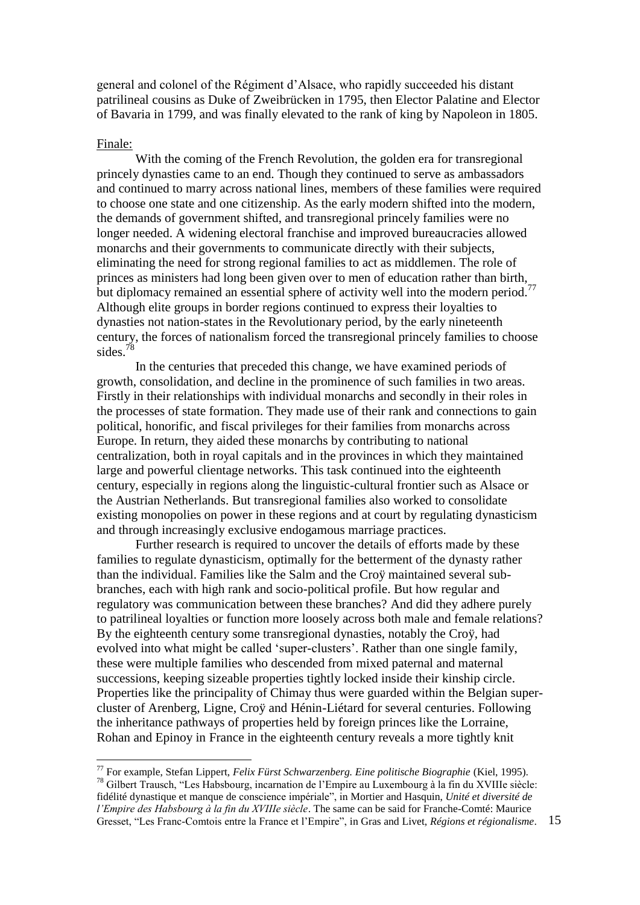general and colonel of the Régiment d'Alsace, who rapidly succeeded his distant patrilineal cousins as Duke of Zweibrücken in 1795, then Elector Palatine and Elector of Bavaria in 1799, and was finally elevated to the rank of king by Napoleon in 1805.

Finale:

With the coming of the French Revolution, the golden era for transregional princely dynasties came to an end. Though they continued to serve as ambassadors and continued to marry across national lines, members of these families were required to choose one state and one citizenship. As the early modern shifted into the modern, the demands of government shifted, and transregional princely families were no longer needed. A widening electoral franchise and improved bureaucracies allowed monarchs and their governments to communicate directly with their subjects, eliminating the need for strong regional families to act as middlemen. The role of princes as ministers had long been given over to men of education rather than birth, but diplomacy remained an essential sphere of activity well into the modern period.[77] Although elite groups in border regions continued to express their loyalties to dynasties not nation-states in the Revolutionary period, by the early nineteenth century, the forces of nationalism forced the transregional princely families to choose sides.[78]

In the centuries that preceded this change, we have examined periods of growth, consolidation, and decline in the prominence of such families in two areas. Firstly in their relationships with individual monarchs and secondly in their roles in the processes of state formation. They made use of their rank and connections to gain political, honorific, and fiscal privileges for their families from monarchs across Europe. In return, they aided these monarchs by contributing to national centralization, both in royal capitals and in the provinces in which they maintained large and powerful clientage networks. This task continued into the eighteenth century, especially in regions along the linguistic-cultural frontier such as Alsace or the Austrian Netherlands. But transregional families also worked to consolidate existing monopolies on power in these regions and at court by regulating dynasticism and through increasingly exclusive endogamous marriage practices.

Further research is required to uncover the details of efforts made by these families to regulate dynasticism, optimally for the betterment of the dynasty rather than the individual. Families like the Salm and the Croÿ maintained several sub-branches, each with high rank and socio-political profile. But how regular and regulatory was communication between these branches? And did they adhere purely to patrilineal loyalties or function more loosely across both male and female relations? By the eighteenth century some transregional dynasties, notably the Croÿ, had evolved into what might be called 'super-clusters'. Rather than one single family, these were multiple families who descended from mixed paternal and maternal successions, keeping sizeable properties tightly locked inside their kinship circle. Properties like the principality of Chimay thus were guarded within the Belgian super-cluster of Arenberg, Ligne, Croÿ and Hénin-Liétard for several centuries. Following the inheritance pathways of properties held by foreign princes like the Lorraine, Rohan and Epinoy in France in the eighteenth century reveals a more tightly knit

---

[77] For example, Stefan Lippert, *Felix Fürst Schwarzenberg. Eine politische Biographie* (Kiel, 1995).

[78] Gilbert Trausch, "Les Habsbourg, incarnation de l'Empire au Luxembourg à la fin du XVIIIe siècle: fidélité dynastique et manque de conscience impériale", in Mortier and Hasquin, *Unité et diversité de l'Empire des Habsbourg à la fin du XVIIIe siècle*. The same can be said for Franche-Comté: Maurice Gresset, "Les Franc-Comtois entre la France et l'Empire", in Gras and Livet, *Régions et régionalisme*.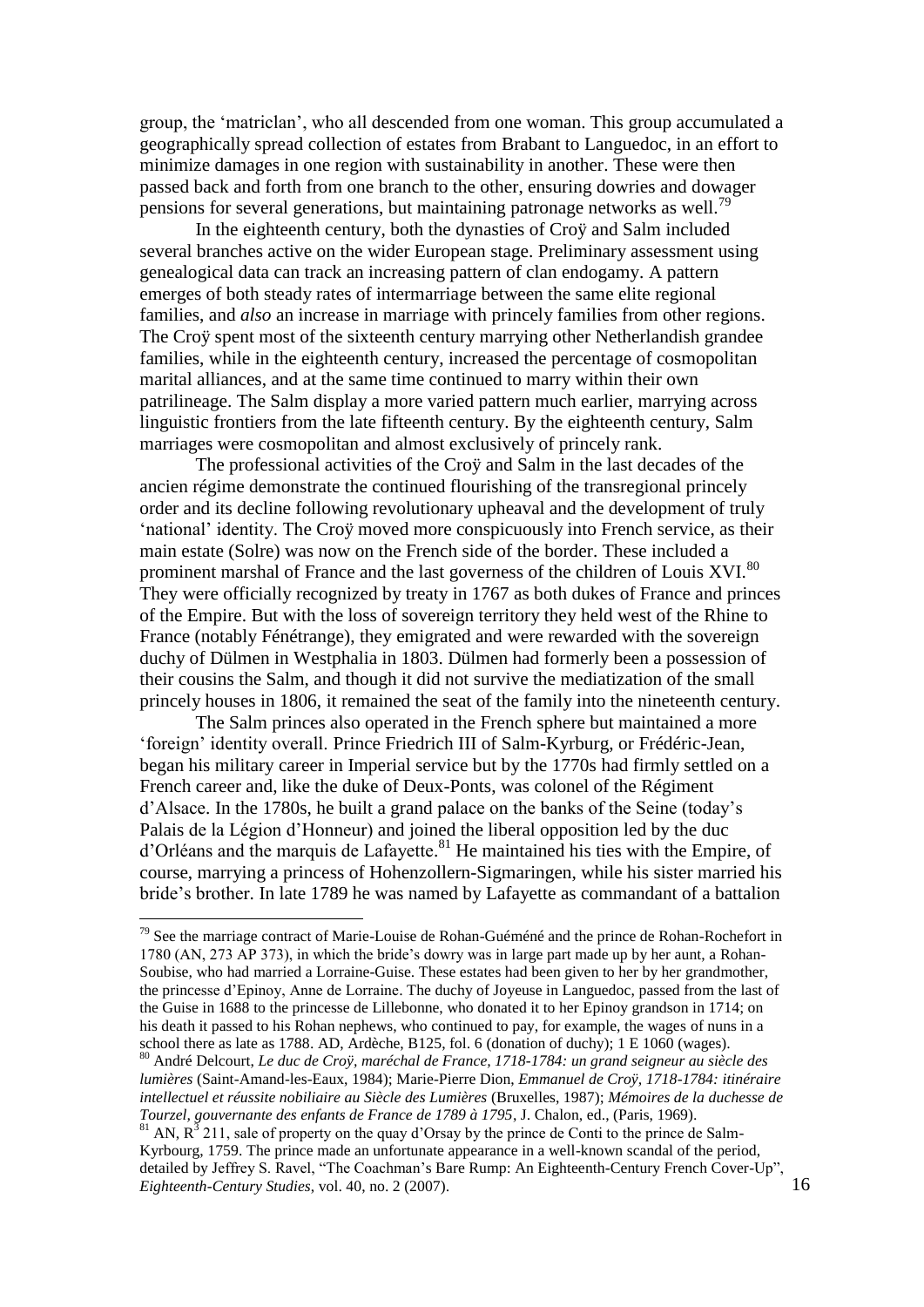group, the 'matriclan', who all descended from one woman. This group accumulated a geographically spread collection of estates from Brabant to Languedoc, in an effort to minimize damages in one region with sustainability in another. These were then passed back and forth from one branch to the other, ensuring dowries and dowager pensions for several generations, but maintaining patronage networks as well.[79]

In the eighteenth century, both the dynasties of Croÿ and Salm included several branches active on the wider European stage. Preliminary assessment using genealogical data can track an increasing pattern of clan endogamy. A pattern emerges of both steady rates of intermarriage between the same elite regional families, and *also* an increase in marriage with princely families from other regions. The Croÿ spent most of the sixteenth century marrying other Netherlandish grandee families, while in the eighteenth century, increased the percentage of cosmopolitan marital alliances, and at the same time continued to marry within their own patrilineage. The Salm display a more varied pattern much earlier, marrying across linguistic frontiers from the late fifteenth century. By the eighteenth century, Salm marriages were cosmopolitan and almost exclusively of princely rank.

The professional activities of the Croÿ and Salm in the last decades of the ancien régime demonstrate the continued flourishing of the transregional princely order and its decline following revolutionary upheaval and the development of truly 'national' identity. The Croÿ moved more conspicuously into French service, as their main estate (Solre) was now on the French side of the border. These included a prominent marshal of France and the last governess of the children of Louis XVI.[80] They were officially recognized by treaty in 1767 as both dukes of France and princes of the Empire. But with the loss of sovereign territory they held west of the Rhine to France (notably Fénétrange), they emigrated and were rewarded with the sovereign duchy of Dülmen in Westphalia in 1803. Dülmen had formerly been a possession of their cousins the Salm, and though it did not survive the mediatization of the small princely houses in 1806, it remained the seat of the family into the nineteenth century.

The Salm princes also operated in the French sphere but maintained a more 'foreign' identity overall. Prince Friedrich III of Salm-Kyrburg, or Frédéric-Jean, began his military career in Imperial service but by the 1770s had firmly settled on a French career and, like the duke of Deux-Ponts, was colonel of the Régiment d'Alsace. In the 1780s, he built a grand palace on the banks of the Seine (today's Palais de la Légion d'Honneur) and joined the liberal opposition led by the duc d'Orléans and the marquis de Lafayette.[81] He maintained his ties with the Empire, of course, marrying a princess of Hohenzollern-Sigmaringen, while his sister married his bride's brother. In late 1789 he was named by Lafayette as commandant of a battalion

---

[79] See the marriage contract of Marie-Louise de Rohan-Guéméné and the prince de Rohan-Rochefort in 1780 (AN, 273 AP 373), in which the bride's dowry was in large part made up by her aunt, a Rohan-Soubise, who had married a Lorraine-Guise. These estates had been given to her by her grandmother, the princesse d'Epinoy, Anne de Lorraine. The duchy of Joyeuse in Languedoc, passed from the last of the Guise in 1688 to the princesse de Lillebonne, who donated it to her Epinoy grandson in 1714; on his death it passed to his Rohan nephews, who continued to pay, for example, the wages of nuns in a school there as late as 1788. AD, Ardèche, B125, fol. 6 (donation of duchy); 1 E 1060 (wages).

[80] André Delcourt, *Le duc de Croÿ, maréchal de France, 1718-1784: un grand seigneur au siècle des lumières* (Saint-Amand-les-Eaux, 1984); Marie-Pierre Dion, *Emmanuel de Croÿ, 1718-1784: itinéraire intellectuel et réussite nobiliaire au Siècle des Lumières* (Bruxelles, 1987); *Mémoires de la duchesse de Tourzel, gouvernante des enfants de France de 1789 à 1795*, J. Chalon, ed., (Paris, 1969).

[81] AN, $R^3$ 211, sale of property on the quay d'Orsay by the prince de Conti to the prince de Salm-Kyrbourg, 1759. The prince made an unfortunate appearance in a well-known scandal of the period, detailed by Jeffrey S. Ravel, "The Coachman's Bare Rump: An Eighteenth-Century French Cover-Up", *Eighteenth-Century Studies*, vol. 40, no. 2 (2007).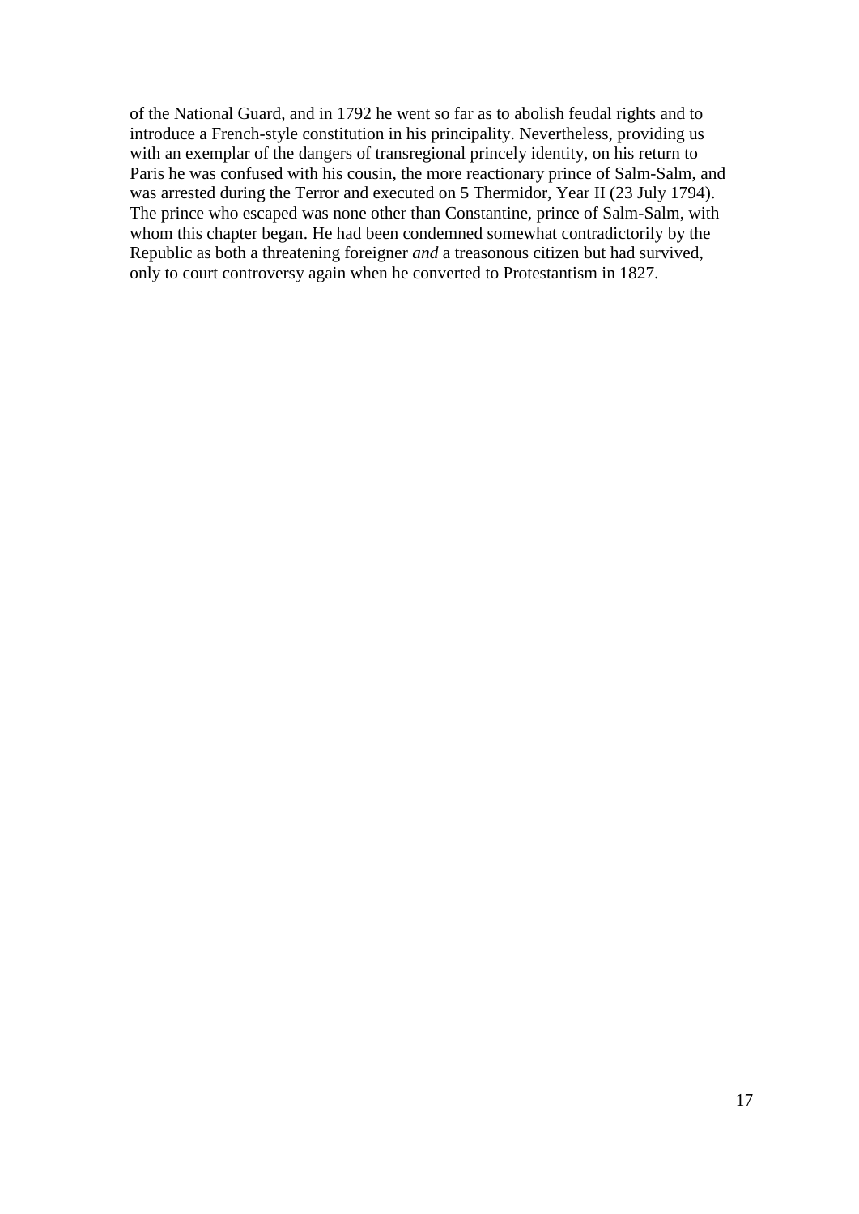of the National Guard, and in 1792 he went so far as to abolish feudal rights and to introduce a French-style constitution in his principality. Nevertheless, providing us with an exemplar of the dangers of transregional princely identity, on his return to Paris he was confused with his cousin, the more reactionary prince of Salm-Salm, and was arrested during the Terror and executed on 5 Thermidor, Year II (23 July 1794). The prince who escaped was none other than Constantine, prince of Salm-Salm, with whom this chapter began. He had been condemned somewhat contradictorily by the Republic as both a threatening foreigner *and* a treasonous citizen but had survived, only to court controversy again when he converted to Protestantism in 1827.